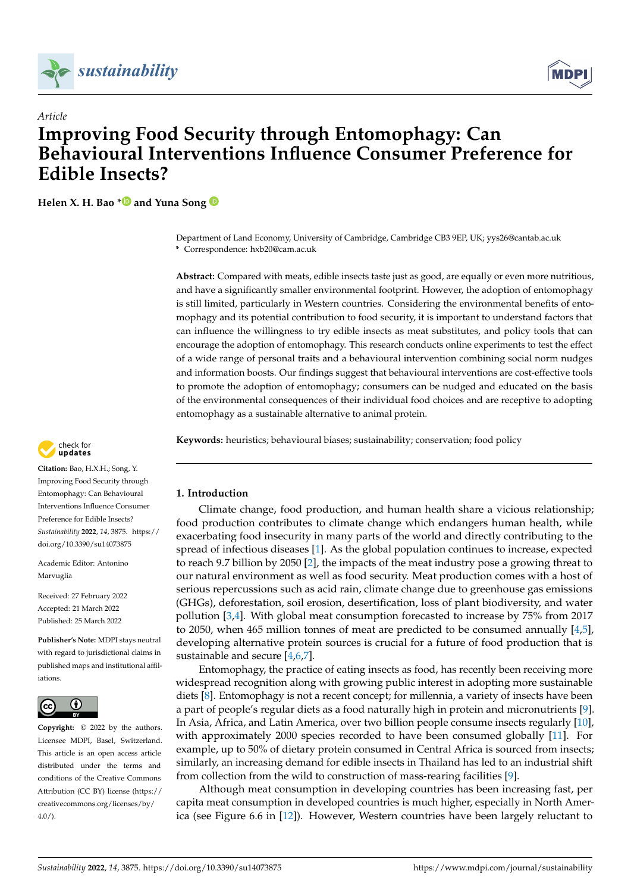*Article*

# Improving Food Security through Entomophagy: Can Behavioural Interventions Influence Consumer Preference for Edible Insects?

**Helen X. H. Bao * and Yuna Song**

Department of Land Economy, University of Cambridge, Cambridge CB3 9EP, UK; yys26@cantab.ac.uk
* Correspondence: hxb20@cam.ac.uk

**Abstract:** Compared with meats, edible insects taste just as good, are equally or even more nutritious, and have a significantly smaller environmental footprint. However, the adoption of entomophagy is still limited, particularly in Western countries. Considering the environmental benefits of entomophagy and its potential contribution to food security, it is important to understand factors that can influence the willingness to try edible insects as meat substitutes, and policy tools that can encourage the adoption of entomophagy. This research conducts online experiments to test the effect of a wide range of personal traits and a behavioural intervention combining social norm nudges and information boosts. Our findings suggest that behavioural interventions are cost-effective tools to promote the adoption of entomophagy; consumers can be nudged and educated on the basis of the environmental consequences of their individual food choices and are receptive to adopting entomophagy as a sustainable alternative to animal protein.

**Keywords:** heuristics; behavioural biases; sustainability; conservation; food policy

**Citation:** Bao, H.X.H.; Song, Y. Improving Food Security through Entomophagy: Can Behavioural Interventions Influence Consumer Preference for Edible Insects? *Sustainability* **2022**, *14*, 3875. https://doi.org/10.3390/su14073875

Academic Editor: Antonino Marvuglia

Received: 27 February 2022
Accepted: 21 March 2022
Published: 25 March 2022

**Publisher's Note:** MDPI stays neutral with regard to jurisdictional claims in published maps and institutional affiliations.

**Copyright:** © 2022 by the authors. Licensee MDPI, Basel, Switzerland. This article is an open access article distributed under the terms and conditions of the Creative Commons Attribution (CC BY) license (https://creativecommons.org/licenses/by/4.0/).

## 1. Introduction

Climate change, food production, and human health share a vicious relationship; food production contributes to climate change which endangers human health, while exacerbating food insecurity in many parts of the world and directly contributing to the spread of infectious diseases [1]. As the global population continues to increase, expected to reach 9.7 billion by 2050 [2], the impacts of the meat industry pose a growing threat to our natural environment as well as food security. Meat production comes with a host of serious repercussions such as acid rain, climate change due to greenhouse gas emissions (GHGs), deforestation, soil erosion, desertification, loss of plant biodiversity, and water pollution [3,4]. With global meat consumption forecasted to increase by 75% from 2017 to 2050, when 465 million tonnes of meat are predicted to be consumed annually [4,5], developing alternative protein sources is crucial for a future of food production that is sustainable and secure [4,6,7].

Entomophagy, the practice of eating insects as food, has recently been receiving more widespread recognition along with growing public interest in adopting more sustainable diets [8]. Entomophagy is not a recent concept; for millennia, a variety of insects have been a part of people's regular diets as a food naturally high in protein and micronutrients [9]. In Asia, Africa, and Latin America, over two billion people consume insects regularly [10], with approximately 2000 species recorded to have been consumed globally [11]. For example, up to 50% of dietary protein consumed in Central Africa is sourced from insects; similarly, an increasing demand for edible insects in Thailand has led to an industrial shift from collection from the wild to construction of mass-rearing facilities [9].

Although meat consumption in developing countries has been increasing fast, per capita meat consumption in developed countries is much higher, especially in North America (see Figure 6.6 in [12]). However, Western countries have been largely reluctant to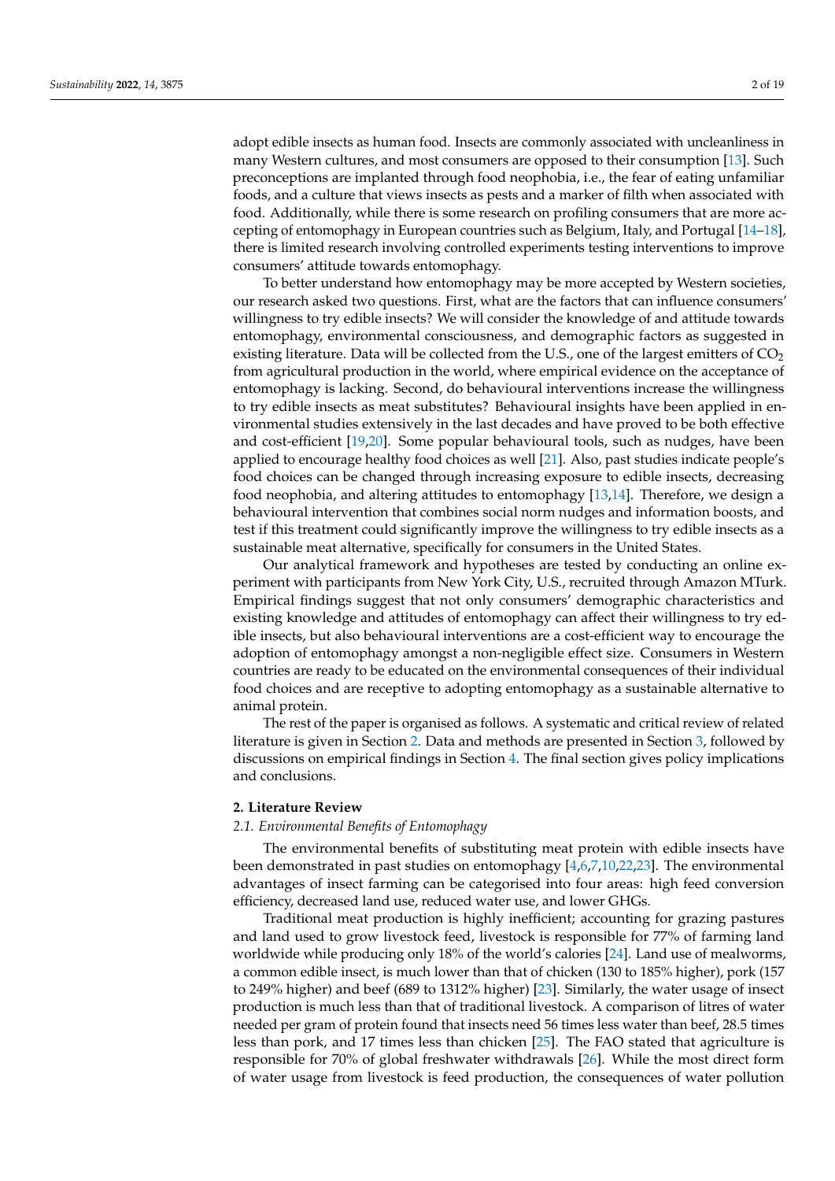adopt edible insects as human food. Insects are commonly associated with uncleanliness in many Western cultures, and most consumers are opposed to their consumption [13]. Such preconceptions are implanted through food neophobia, i.e., the fear of eating unfamiliar foods, and a culture that views insects as pests and a marker of filth when associated with food. Additionally, while there is some research on profiling consumers that are more accepting of entomophagy in European countries such as Belgium, Italy, and Portugal [14–18], there is limited research involving controlled experiments testing interventions to improve consumers' attitude towards entomophagy.

To better understand how entomophagy may be more accepted by Western societies, our research asked two questions. First, what are the factors that can influence consumers' willingness to try edible insects? We will consider the knowledge of and attitude towards entomophagy, environmental consciousness, and demographic factors as suggested in existing literature. Data will be collected from the U.S., one of the largest emitters of $CO_2$ from agricultural production in the world, where empirical evidence on the acceptance of entomophagy is lacking. Second, do behavioural interventions increase the willingness to try edible insects as meat substitutes? Behavioural insights have been applied in environmental studies extensively in the last decades and have proved to be both effective and cost-efficient [19,20]. Some popular behavioural tools, such as nudges, have been applied to encourage healthy food choices as well [21]. Also, past studies indicate people's food choices can be changed through increasing exposure to edible insects, decreasing food neophobia, and altering attitudes to entomophagy [13,14]. Therefore, we design a behavioural intervention that combines social norm nudges and information boosts, and test if this treatment could significantly improve the willingness to try edible insects as a sustainable meat alternative, specifically for consumers in the United States.

Our analytical framework and hypotheses are tested by conducting an online experiment with participants from New York City, U.S., recruited through Amazon MTurk. Empirical findings suggest that not only consumers' demographic characteristics and existing knowledge and attitudes of entomophagy can affect their willingness to try edible insects, but also behavioural interventions are a cost-efficient way to encourage the adoption of entomophagy amongst a non-negligible effect size. Consumers in Western countries are ready to be educated on the environmental consequences of their individual food choices and are receptive to adopting entomophagy as a sustainable alternative to animal protein.

The rest of the paper is organised as follows. A systematic and critical review of related literature is given in Section 2. Data and methods are presented in Section 3, followed by discussions on empirical findings in Section 4. The final section gives policy implications and conclusions.

## 2. Literature Review

### *2.1. Environmental Benefits of Entomophagy*

The environmental benefits of substituting meat protein with edible insects have been demonstrated in past studies on entomophagy [4,6,7,10,22,23]. The environmental advantages of insect farming can be categorised into four areas: high feed conversion efficiency, decreased land use, reduced water use, and lower GHGs.

Traditional meat production is highly inefficient; accounting for grazing pastures and land used to grow livestock feed, livestock is responsible for 77% of farming land worldwide while producing only 18% of the world's calories [24]. Land use of mealworms, a common edible insect, is much lower than that of chicken (130 to 185% higher), pork (157 to 249% higher) and beef (689 to 1312% higher) [23]. Similarly, the water usage of insect production is much less than that of traditional livestock. A comparison of litres of water needed per gram of protein found that insects need 56 times less water than beef, 28.5 times less than pork, and 17 times less than chicken [25]. The FAO stated that agriculture is responsible for 70% of global freshwater withdrawals [26]. While the most direct form of water usage from livestock is feed production, the consequences of water pollution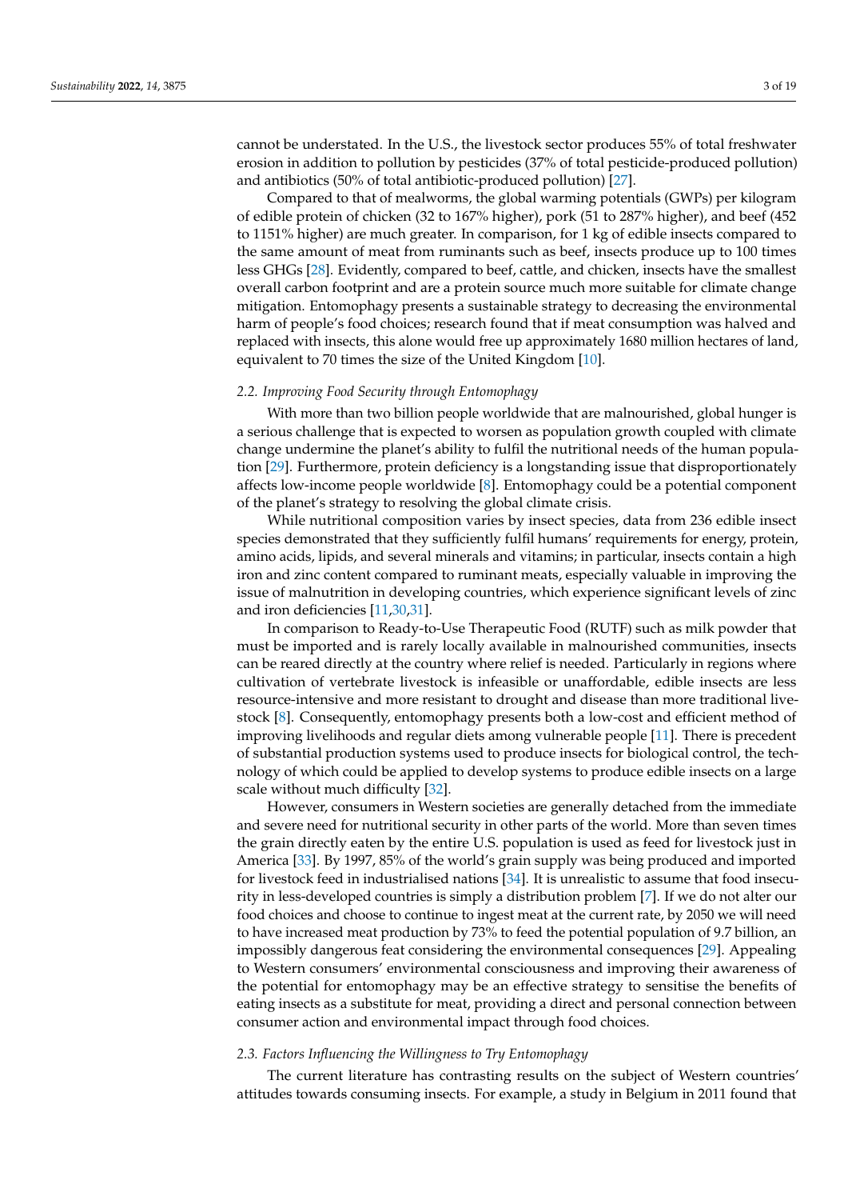cannot be understated. In the U.S., the livestock sector produces 55% of total freshwater erosion in addition to pollution by pesticides (37% of total pesticide-produced pollution) and antibiotics (50% of total antibiotic-produced pollution) [27].

Compared to that of mealworms, the global warming potentials (GWPs) per kilogram of edible protein of chicken (32 to 167% higher), pork (51 to 287% higher), and beef (452 to 1151% higher) are much greater. In comparison, for 1 kg of edible insects compared to the same amount of meat from ruminants such as beef, insects produce up to 100 times less GHGs [28]. Evidently, compared to beef, cattle, and chicken, insects have the smallest overall carbon footprint and are a protein source much more suitable for climate change mitigation. Entomophagy presents a sustainable strategy to decreasing the environmental harm of people's food choices; research found that if meat consumption was halved and replaced with insects, this alone would free up approximately 1680 million hectares of land, equivalent to 70 times the size of the United Kingdom [10].

### *2.2. Improving Food Security through Entomophagy*

With more than two billion people worldwide that are malnourished, global hunger is a serious challenge that is expected to worsen as population growth coupled with climate change undermine the planet's ability to fulfil the nutritional needs of the human population [29]. Furthermore, protein deficiency is a longstanding issue that disproportionately affects low-income people worldwide [8]. Entomophagy could be a potential component of the planet's strategy to resolving the global climate crisis.

While nutritional composition varies by insect species, data from 236 edible insect species demonstrated that they sufficiently fulfil humans' requirements for energy, protein, amino acids, lipids, and several minerals and vitamins; in particular, insects contain a high iron and zinc content compared to ruminant meats, especially valuable in improving the issue of malnutrition in developing countries, which experience significant levels of zinc and iron deficiencies [11,30,31].

In comparison to Ready-to-Use Therapeutic Food (RUTF) such as milk powder that must be imported and is rarely locally available in malnourished communities, insects can be reared directly at the country where relief is needed. Particularly in regions where cultivation of vertebrate livestock is infeasible or unaffordable, edible insects are less resource-intensive and more resistant to drought and disease than more traditional livestock [8]. Consequently, entomophagy presents both a low-cost and efficient method of improving livelihoods and regular diets among vulnerable people [11]. There is precedent of substantial production systems used to produce insects for biological control, the technology of which could be applied to develop systems to produce edible insects on a large scale without much difficulty [32].

However, consumers in Western societies are generally detached from the immediate and severe need for nutritional security in other parts of the world. More than seven times the grain directly eaten by the entire U.S. population is used as feed for livestock just in America [33]. By 1997, 85% of the world's grain supply was being produced and imported for livestock feed in industrialised nations [34]. It is unrealistic to assume that food insecurity in less-developed countries is simply a distribution problem [7]. If we do not alter our food choices and choose to continue to ingest meat at the current rate, by 2050 we will need to have increased meat production by 73% to feed the potential population of 9.7 billion, an impossibly dangerous feat considering the environmental consequences [29]. Appealing to Western consumers' environmental consciousness and improving their awareness of the potential for entomophagy may be an effective strategy to sensitise the benefits of eating insects as a substitute for meat, providing a direct and personal connection between consumer action and environmental impact through food choices.

### *2.3. Factors Influencing the Willingness to Try Entomophagy*

The current literature has contrasting results on the subject of Western countries' attitudes towards consuming insects. For example, a study in Belgium in 2011 found that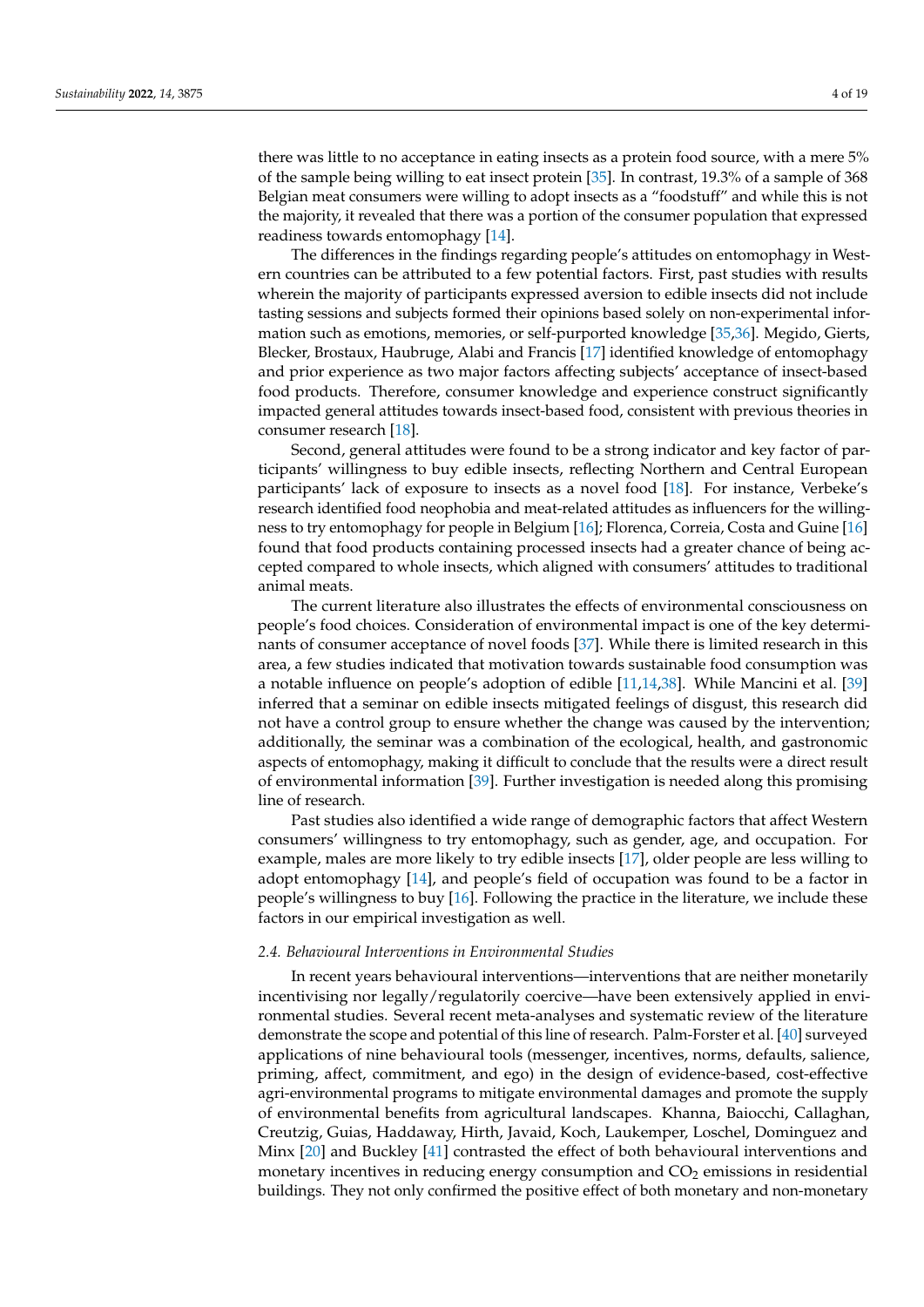there was little to no acceptance in eating insects as a protein food source, with a mere 5% of the sample being willing to eat insect protein [35]. In contrast, 19.3% of a sample of 368 Belgian meat consumers were willing to adopt insects as a "foodstuff" and while this is not the majority, it revealed that there was a portion of the consumer population that expressed readiness towards entomophagy [14].

The differences in the findings regarding people's attitudes on entomophagy in Western countries can be attributed to a few potential factors. First, past studies with results wherein the majority of participants expressed aversion to edible insects did not include tasting sessions and subjects formed their opinions based solely on non-experimental information such as emotions, memories, or self-purported knowledge [35,36]. Megido, Gierts, Blecker, Brostaux, Haubruge, Alabi and Francis [17] identified knowledge of entomophagy and prior experience as two major factors affecting subjects' acceptance of insect-based food products. Therefore, consumer knowledge and experience construct significantly impacted general attitudes towards insect-based food, consistent with previous theories in consumer research [18].

Second, general attitudes were found to be a strong indicator and key factor of participants' willingness to buy edible insects, reflecting Northern and Central European participants' lack of exposure to insects as a novel food [18]. For instance, Verbeke's research identified food neophobia and meat-related attitudes as influencers for the willingness to try entomophagy for people in Belgium [16]; Florenca, Correia, Costa and Guine [16] found that food products containing processed insects had a greater chance of being accepted compared to whole insects, which aligned with consumers' attitudes to traditional animal meats.

The current literature also illustrates the effects of environmental consciousness on people's food choices. Consideration of environmental impact is one of the key determinants of consumer acceptance of novel foods [37]. While there is limited research in this area, a few studies indicated that motivation towards sustainable food consumption was a notable influence on people's adoption of edible [11,14,38]. While Mancini et al. [39] inferred that a seminar on edible insects mitigated feelings of disgust, this research did not have a control group to ensure whether the change was caused by the intervention; additionally, the seminar was a combination of the ecological, health, and gastronomic aspects of entomophagy, making it difficult to conclude that the results were a direct result of environmental information [39]. Further investigation is needed along this promising line of research.

Past studies also identified a wide range of demographic factors that affect Western consumers' willingness to try entomophagy, such as gender, age, and occupation. For example, males are more likely to try edible insects [17], older people are less willing to adopt entomophagy [14], and people's field of occupation was found to be a factor in people's willingness to buy [16]. Following the practice in the literature, we include these factors in our empirical investigation as well.

### 2.4. Behavioural Interventions in Environmental Studies

In recent years behavioural interventions—interventions that are neither monetarily incentivising nor legally/regulatorily coercive—have been extensively applied in environmental studies. Several recent meta-analyses and systematic review of the literature demonstrate the scope and potential of this line of research. Palm-Forster et al. [40] surveyed applications of nine behavioural tools (messenger, incentives, norms, defaults, salience, priming, affect, commitment, and ego) in the design of evidence-based, cost-effective agri-environmental programs to mitigate environmental damages and promote the supply of environmental benefits from agricultural landscapes. Khanna, Baiocchi, Callaghan, Creutzig, Guias, Haddaway, Hirth, Javaid, Koch, Laukemper, Loschel, Dominguez and Minx [20] and Buckley [41] contrasted the effect of both behavioural interventions and monetary incentives in reducing energy consumption and $CO_2$ emissions in residential buildings. They not only confirmed the positive effect of both monetary and non-monetary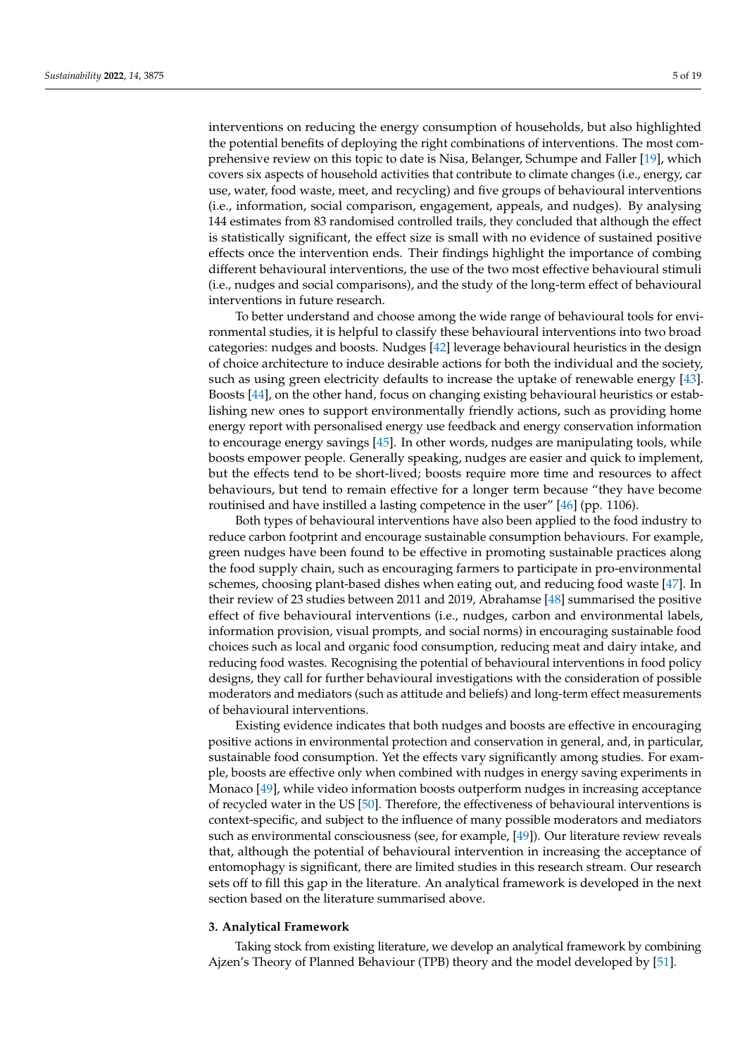interventions on reducing the energy consumption of households, but also highlighted the potential benefits of deploying the right combinations of interventions. The most comprehensive review on this topic to date is Nisa, Belanger, Schumpe and Faller [19], which covers six aspects of household activities that contribute to climate changes (i.e., energy, car use, water, food waste, meet, and recycling) and five groups of behavioural interventions (i.e., information, social comparison, engagement, appeals, and nudges). By analysing 144 estimates from 83 randomised controlled trails, they concluded that although the effect is statistically significant, the effect size is small with no evidence of sustained positive effects once the intervention ends. Their findings highlight the importance of combing different behavioural interventions, the use of the two most effective behavioural stimuli (i.e., nudges and social comparisons), and the study of the long-term effect of behavioural interventions in future research.

To better understand and choose among the wide range of behavioural tools for environmental studies, it is helpful to classify these behavioural interventions into two broad categories: nudges and boosts. Nudges [42] leverage behavioural heuristics in the design of choice architecture to induce desirable actions for both the individual and the society, such as using green electricity defaults to increase the uptake of renewable energy [43]. Boosts [44], on the other hand, focus on changing existing behavioural heuristics or establishing new ones to support environmentally friendly actions, such as providing home energy report with personalised energy use feedback and energy conservation information to encourage energy savings [45]. In other words, nudges are manipulating tools, while boosts empower people. Generally speaking, nudges are easier and quick to implement, but the effects tend to be short-lived; boosts require more time and resources to affect behaviours, but tend to remain effective for a longer term because "they have become routinised and have instilled a lasting competence in the user" [46] (pp. 1106).

Both types of behavioural interventions have also been applied to the food industry to reduce carbon footprint and encourage sustainable consumption behaviours. For example, green nudges have been found to be effective in promoting sustainable practices along the food supply chain, such as encouraging farmers to participate in pro-environmental schemes, choosing plant-based dishes when eating out, and reducing food waste [47]. In their review of 23 studies between 2011 and 2019, Abrahamse [48] summarised the positive effect of five behavioural interventions (i.e., nudges, carbon and environmental labels, information provision, visual prompts, and social norms) in encouraging sustainable food choices such as local and organic food consumption, reducing meat and dairy intake, and reducing food wastes. Recognising the potential of behavioural interventions in food policy designs, they call for further behavioural investigations with the consideration of possible moderators and mediators (such as attitude and beliefs) and long-term effect measurements of behavioural interventions.

Existing evidence indicates that both nudges and boosts are effective in encouraging positive actions in environmental protection and conservation in general, and, in particular, sustainable food consumption. Yet the effects vary significantly among studies. For example, boosts are effective only when combined with nudges in energy saving experiments in Monaco [49], while video information boosts outperform nudges in increasing acceptance of recycled water in the US [50]. Therefore, the effectiveness of behavioural interventions is context-specific, and subject to the influence of many possible moderators and mediators such as environmental consciousness (see, for example, [49]). Our literature review reveals that, although the potential of behavioural intervention in increasing the acceptance of entomophagy is significant, there are limited studies in this research stream. Our research sets off to fill this gap in the literature. An analytical framework is developed in the next section based on the literature summarised above.

## 3. Analytical Framework

Taking stock from existing literature, we develop an analytical framework by combining Ajzen's Theory of Planned Behaviour (TPB) theory and the model developed by [51].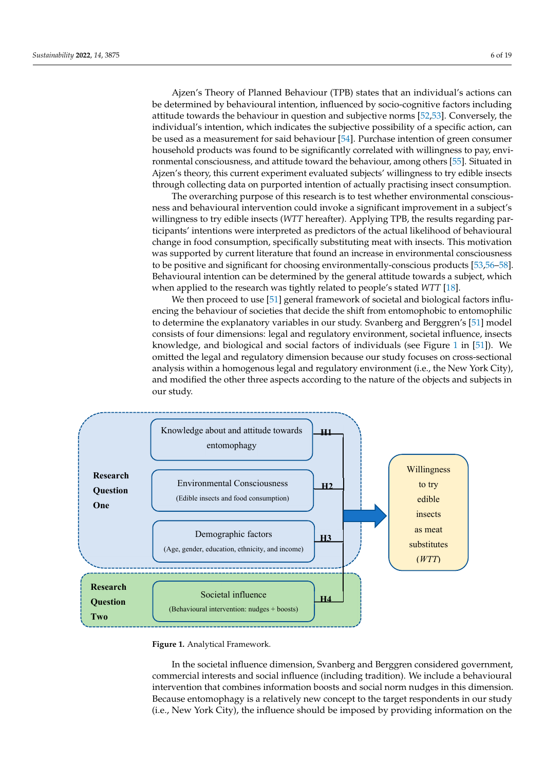Ajzen's Theory of Planned Behaviour (TPB) states that an individual's actions can be determined by behavioural intention, influenced by socio-cognitive factors including attitude towards the behaviour in question and subjective norms [52,53]. Conversely, the individual's intention, which indicates the subjective possibility of a specific action, can be used as a measurement for said behaviour [54]. Purchase intention of green consumer household products was found to be significantly correlated with willingness to pay, environmental consciousness, and attitude toward the behaviour, among others [55]. Situated in Ajzen's theory, this current experiment evaluated subjects' willingness to try edible insects through collecting data on purported intention of actually practising insect consumption.

The overarching purpose of this research is to test whether environmental consciousness and behavioural intervention could invoke a significant improvement in a subject's willingness to try edible insects (*WTT* hereafter). Applying TPB, the results regarding participants' intentions were interpreted as predictors of the actual likelihood of behavioural change in food consumption, specifically substituting meat with insects. This motivation was supported by current literature that found an increase in environmental consciousness to be positive and significant for choosing environmentally-conscious products [53,56–58]. Behavioural intention can be determined by the general attitude towards a subject, which when applied to the research was tightly related to people's stated *WTT* [18].

We then proceed to use [51] general framework of societal and biological factors influencing the behaviour of societies that decide the shift from entomophobic to entomophilic to determine the explanatory variables in our study. Svanberg and Berggren's [51] model consists of four dimensions: legal and regulatory environment, societal influence, insects knowledge, and biological and social factors of individuals (see Figure 1 in [51]). We omitted the legal and regulatory dimension because our study focuses on cross-sectional analysis within a homogenous legal and regulatory environment (i.e., the New York City), and modified the other three aspects according to the nature of the objects and subjects in our study.

**Research Question One**
- Knowledge about and attitude towards entomophagy — H1
- Environmental Consciousness (Edible insects and food consumption) — H2
- Demographic factors (Age, gender, education, ethnicity, and income) — H3

**Research Question Two**
- Societal influence (Behavioural intervention: nudges + boosts) — H4

→ Willingness to try edible insects as meat substitutes (*WTT*)

**Figure 1.** Analytical Framework.

In the societal influence dimension, Svanberg and Berggren considered government, commercial interests and social influence (including tradition). We include a behavioural intervention that combines information boosts and social norm nudges in this dimension. Because entomophagy is a relatively new concept to the target respondents in our study (i.e., New York City), the influence should be imposed by providing information on the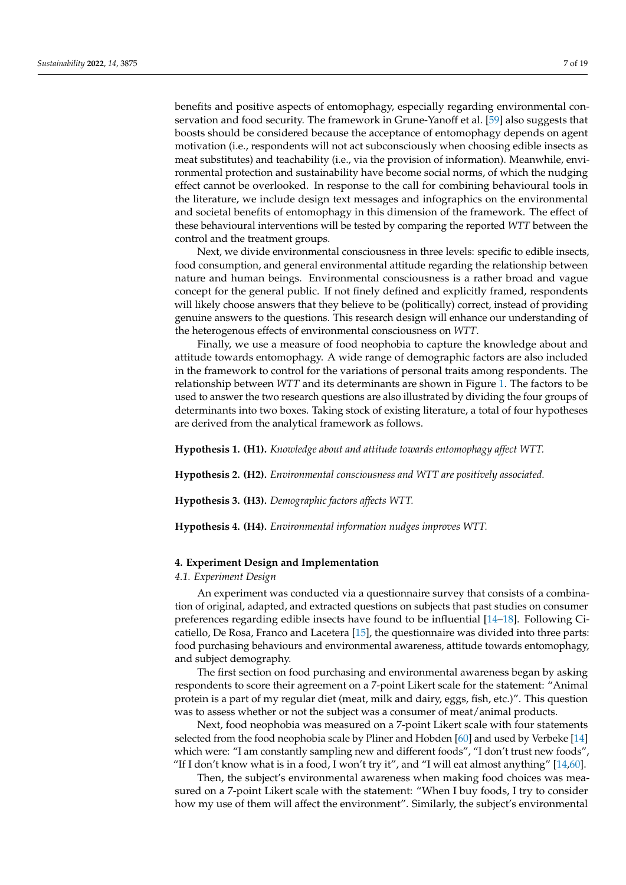benefits and positive aspects of entomophagy, especially regarding environmental conservation and food security. The framework in Grune-Yanoff et al. [59] also suggests that boosts should be considered because the acceptance of entomophagy depends on agent motivation (i.e., respondents will not act subconsciously when choosing edible insects as meat substitutes) and teachability (i.e., via the provision of information). Meanwhile, environmental protection and sustainability have become social norms, of which the nudging effect cannot be overlooked. In response to the call for combining behavioural tools in the literature, we include design text messages and infographics on the environmental and societal benefits of entomophagy in this dimension of the framework. The effect of these behavioural interventions will be tested by comparing the reported *WTT* between the control and the treatment groups.

Next, we divide environmental consciousness in three levels: specific to edible insects, food consumption, and general environmental attitude regarding the relationship between nature and human beings. Environmental consciousness is a rather broad and vague concept for the general public. If not finely defined and explicitly framed, respondents will likely choose answers that they believe to be (politically) correct, instead of providing genuine answers to the questions. This research design will enhance our understanding of the heterogenous effects of environmental consciousness on *WTT*.

Finally, we use a measure of food neophobia to capture the knowledge about and attitude towards entomophagy. A wide range of demographic factors are also included in the framework to control for the variations of personal traits among respondents. The relationship between *WTT* and its determinants are shown in Figure 1. The factors to be used to answer the two research questions are also illustrated by dividing the four groups of determinants into two boxes. Taking stock of existing literature, a total of four hypotheses are derived from the analytical framework as follows.

**Hypothesis 1. (H1).** *Knowledge about and attitude towards entomophagy affect WTT.*

**Hypothesis 2. (H2).** *Environmental consciousness and WTT are positively associated.*

**Hypothesis 3. (H3).** *Demographic factors affects WTT.*

**Hypothesis 4. (H4).** *Environmental information nudges improves WTT.*

## 4. Experiment Design and Implementation

### 4.1. Experiment Design

An experiment was conducted via a questionnaire survey that consists of a combination of original, adapted, and extracted questions on subjects that past studies on consumer preferences regarding edible insects have found to be influential [14–18]. Following Cicatiello, De Rosa, Franco and Lacetera [15], the questionnaire was divided into three parts: food purchasing behaviours and environmental awareness, attitude towards entomophagy, and subject demography.

The first section on food purchasing and environmental awareness began by asking respondents to score their agreement on a 7-point Likert scale for the statement: "Animal protein is a part of my regular diet (meat, milk and dairy, eggs, fish, etc.)". This question was to assess whether or not the subject was a consumer of meat/animal products.

Next, food neophobia was measured on a 7-point Likert scale with four statements selected from the food neophobia scale by Pliner and Hobden [60] and used by Verbeke [14] which were: "I am constantly sampling new and different foods", "I don't trust new foods", "If I don't know what is in a food, I won't try it", and "I will eat almost anything" [14,60].

Then, the subject's environmental awareness when making food choices was measured on a 7-point Likert scale with the statement: "When I buy foods, I try to consider how my use of them will affect the environment". Similarly, the subject's environmental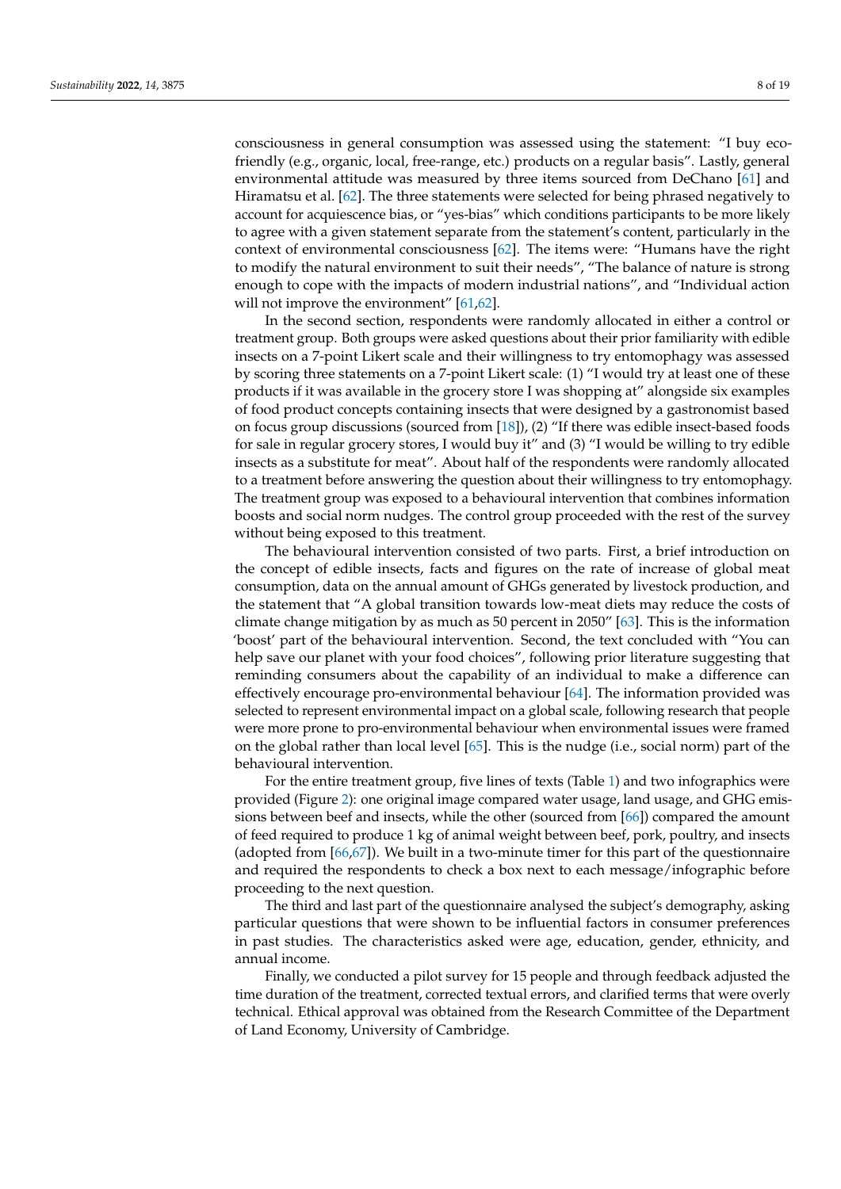consciousness in general consumption was assessed using the statement: “I buy eco-friendly (e.g., organic, local, free-range, etc.) products on a regular basis”. Lastly, general environmental attitude was measured by three items sourced from DeChano [61] and Hiramatsu et al. [62]. The three statements were selected for being phrased negatively to account for acquiescence bias, or “yes-bias” which conditions participants to be more likely to agree with a given statement separate from the statement’s content, particularly in the context of environmental consciousness [62]. The items were: “Humans have the right to modify the natural environment to suit their needs”, “The balance of nature is strong enough to cope with the impacts of modern industrial nations”, and “Individual action will not improve the environment” [61,62].

In the second section, respondents were randomly allocated in either a control or treatment group. Both groups were asked questions about their prior familiarity with edible insects on a 7-point Likert scale and their willingness to try entomophagy was assessed by scoring three statements on a 7-point Likert scale: (1) “I would try at least one of these products if it was available in the grocery store I was shopping at” alongside six examples of food product concepts containing insects that were designed by a gastronomist based on focus group discussions (sourced from [18]), (2) “If there was edible insect-based foods for sale in regular grocery stores, I would buy it” and (3) “I would be willing to try edible insects as a substitute for meat”. About half of the respondents were randomly allocated to a treatment before answering the question about their willingness to try entomophagy. The treatment group was exposed to a behavioural intervention that combines information boosts and social norm nudges. The control group proceeded with the rest of the survey without being exposed to this treatment.

The behavioural intervention consisted of two parts. First, a brief introduction on the concept of edible insects, facts and figures on the rate of increase of global meat consumption, data on the annual amount of GHGs generated by livestock production, and the statement that “A global transition towards low-meat diets may reduce the costs of climate change mitigation by as much as 50 percent in 2050” [63]. This is the information ‘boost’ part of the behavioural intervention. Second, the text concluded with “You can help save our planet with your food choices”, following prior literature suggesting that reminding consumers about the capability of an individual to make a difference can effectively encourage pro-environmental behaviour [64]. The information provided was selected to represent environmental impact on a global scale, following research that people were more prone to pro-environmental behaviour when environmental issues were framed on the global rather than local level [65]. This is the nudge (i.e., social norm) part of the behavioural intervention.

For the entire treatment group, five lines of texts (Table 1) and two infographics were provided (Figure 2): one original image compared water usage, land usage, and GHG emissions between beef and insects, while the other (sourced from [66]) compared the amount of feed required to produce 1 kg of animal weight between beef, pork, poultry, and insects (adopted from [66,67]). We built in a two-minute timer for this part of the questionnaire and required the respondents to check a box next to each message/infographic before proceeding to the next question.

The third and last part of the questionnaire analysed the subject’s demography, asking particular questions that were shown to be influential factors in consumer preferences in past studies. The characteristics asked were age, education, gender, ethnicity, and annual income.

Finally, we conducted a pilot survey for 15 people and through feedback adjusted the time duration of the treatment, corrected textual errors, and clarified terms that were overly technical. Ethical approval was obtained from the Research Committee of the Department of Land Economy, University of Cambridge.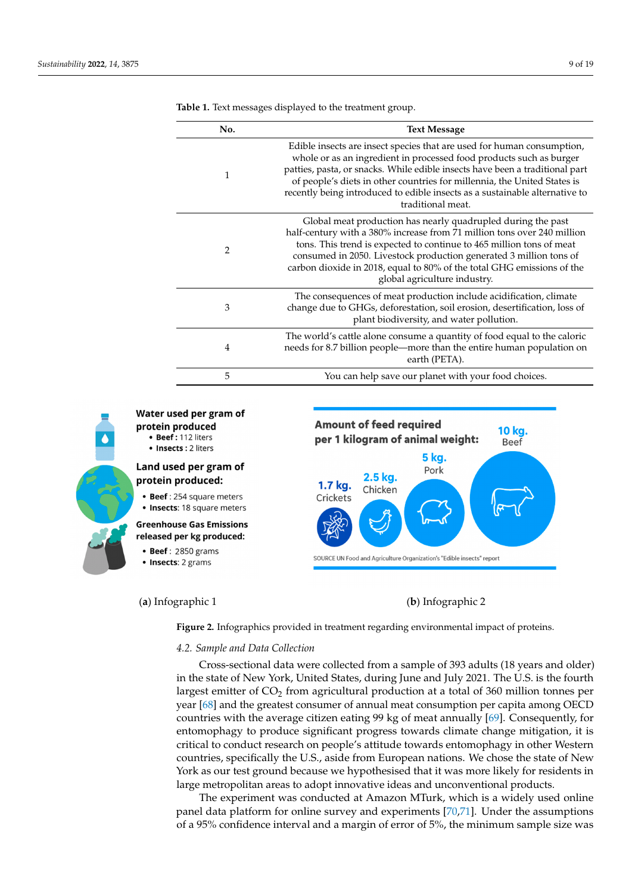**Table 1.** Text messages displayed to the treatment group.

| No. | Text Message |
|---|---|
| 1 | Edible insects are insect species that are used for human consumption, whole or as an ingredient in processed food products such as burger patties, pasta, or snacks. While edible insects have been a traditional part of people's diets in other countries for millennia, the United States is recently being introduced to edible insects as a sustainable alternative to traditional meat. |
| 2 | Global meat production has nearly quadrupled during the past half-century with a 380% increase from 71 million tons over 240 million tons. This trend is expected to continue to 465 million tons of meat consumed in 2050. Livestock production generated 3 million tons of carbon dioxide in 2018, equal to 80% of the total GHG emissions of the global agriculture industry. |
| 3 | The consequences of meat production include acidification, climate change due to GHGs, deforestation, soil erosion, desertification, loss of plant biodiversity, and water pollution. |
| 4 | The world's cattle alone consume a quantity of food equal to the caloric needs for 8.7 billion people—more than the entire human population on earth (PETA). |
| 5 | You can help save our planet with your food choices. |

(**a**) Infographic 1

(**b**) Infographic 2

**Figure 2.** Infographics provided in treatment regarding environmental impact of proteins.

### *4.2. Sample and Data Collection*

Cross-sectional data were collected from a sample of 393 adults (18 years and older) in the state of New York, United States, during June and July 2021. The U.S. is the fourth largest emitter of $CO_2$ from agricultural production at a total of 360 million tonnes per year [68] and the greatest consumer of annual meat consumption per capita among OECD countries with the average citizen eating 99 kg of meat annually [69]. Consequently, for entomophagy to produce significant progress towards climate change mitigation, it is critical to conduct research on people's attitude towards entomophagy in other Western countries, specifically the U.S., aside from European nations. We chose the state of New York as our test ground because we hypothesised that it was more likely for residents in large metropolitan areas to adopt innovative ideas and unconventional products.

The experiment was conducted at Amazon MTurk, which is a widely used online panel data platform for online survey and experiments [70,71]. Under the assumptions of a 95% confidence interval and a margin of error of 5%, the minimum sample size was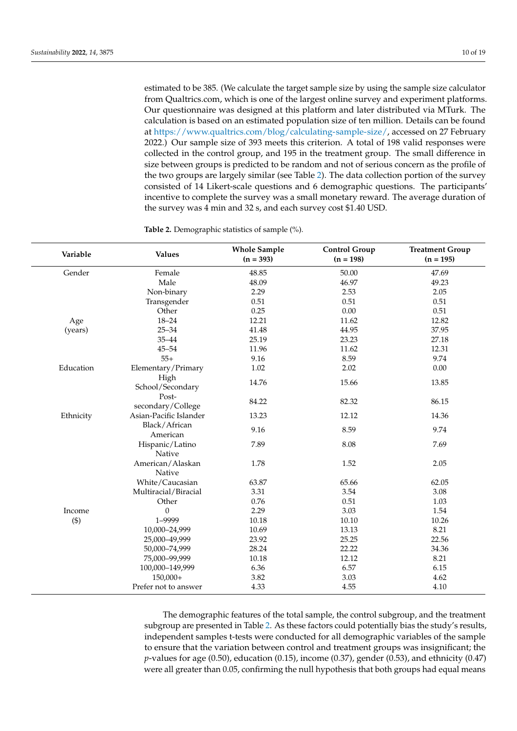estimated to be 385. (We calculate the target sample size by using the sample size calculator from Qualtrics.com, which is one of the largest online survey and experiment platforms. Our questionnaire was designed at this platform and later distributed via MTurk. The calculation is based on an estimated population size of ten million. Details can be found at https://www.qualtrics.com/blog/calculating-sample-size/, accessed on 27 February 2022.) Our sample size of 393 meets this criterion. A total of 198 valid responses were collected in the control group, and 195 in the treatment group. The small difference in size between groups is predicted to be random and not of serious concern as the profile of the two groups are largely similar (see Table 2). The data collection portion of the survey consisted of 14 Likert-scale questions and 6 demographic questions. The participants' incentive to complete the survey was a small monetary reward. The average duration of the survey was 4 min and 32 s, and each survey cost $1.40 USD.

**Table 2.** Demographic statistics of sample (%).

| Variable | Values | Whole Sample (n = 393) | Control Group (n = 198) | Treatment Group (n = 195) |
|---|---|---|---|---|
| Gender | Female | 48.85 | 50.00 | 47.69 |
| | Male | 48.09 | 46.97 | 49.23 |
| | Non-binary | 2.29 | 2.53 | 2.05 |
| | Transgender | 0.51 | 0.51 | 0.51 |
| | Other | 0.25 | 0.00 | 0.51 |
| Age (years) | 18–24 | 12.21 | 11.62 | 12.82 |
| | 25–34 | 41.48 | 44.95 | 37.95 |
| | 35–44 | 25.19 | 23.23 | 27.18 |
| | 45–54 | 11.96 | 11.62 | 12.31 |
| | 55+ | 9.16 | 8.59 | 9.74 |
| Education | Elementary/Primary | 1.02 | 2.02 | 0.00 |
| | High School/Secondary | 14.76 | 15.66 | 13.85 |
| | Post-secondary/College | 84.22 | 82.32 | 86.15 |
| Ethnicity | Asian-Pacific Islander | 13.23 | 12.12 | 14.36 |
| | Black/African American | 9.16 | 8.59 | 9.74 |
| | Hispanic/Latino | 7.89 | 8.08 | 7.69 |
| | Native American/Alaskan Native | 1.78 | 1.52 | 2.05 |
| | White/Caucasian | 63.87 | 65.66 | 62.05 |
| | Multiracial/Biracial | 3.31 | 3.54 | 3.08 |
| | Other | 0.76 | 0.51 | 1.03 |
| Income ($) | 0 | 2.29 | 3.03 | 1.54 |
| | 1–9999 | 10.18 | 10.10 | 10.26 |
| | 10,000–24,999 | 10.69 | 13.13 | 8.21 |
| | 25,000–49,999 | 23.92 | 25.25 | 22.56 |
| | 50,000–74,999 | 28.24 | 22.22 | 34.36 |
| | 75,000–99,999 | 10.18 | 12.12 | 8.21 |
| | 100,000–149,999 | 6.36 | 6.57 | 6.15 |
| | 150,000+ | 3.82 | 3.03 | 4.62 |
| | Prefer not to answer | 4.33 | 4.55 | 4.10 |

The demographic features of the total sample, the control subgroup, and the treatment subgroup are presented in Table 2. As these factors could potentially bias the study's results, independent samples t-tests were conducted for all demographic variables of the sample to ensure that the variation between control and treatment groups was insignificant; the $p$-values for age (0.50), education (0.15), income (0.37), gender (0.53), and ethnicity (0.47) were all greater than 0.05, confirming the null hypothesis that both groups had equal means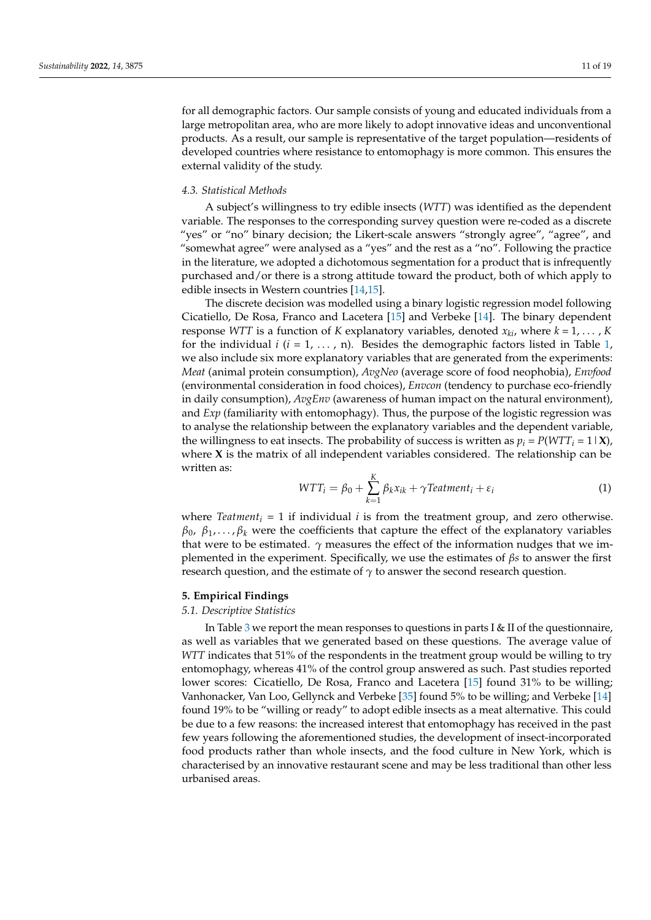for all demographic factors. Our sample consists of young and educated individuals from a large metropolitan area, who are more likely to adopt innovative ideas and unconventional products. As a result, our sample is representative of the target population—residents of developed countries where resistance to entomophagy is more common. This ensures the external validity of the study.

### 4.3. Statistical Methods

A subject's willingness to try edible insects (*WTT*) was identified as the dependent variable. The responses to the corresponding survey question were re-coded as a discrete "yes" or "no" binary decision; the Likert-scale answers "strongly agree", "agree", and "somewhat agree" were analysed as a "yes" and the rest as a "no". Following the practice in the literature, we adopted a dichotomous segmentation for a product that is infrequently purchased and/or there is a strong attitude toward the product, both of which apply to edible insects in Western countries [14,15].

The discrete decision was modelled using a binary logistic regression model following Cicatiello, De Rosa, Franco and Lacetera [15] and Verbeke [14]. The binary dependent response *WTT* is a function of $K$ explanatory variables, denoted $x_{ki}$, where $k = 1, \ldots, K$ for the individual $i$ ($i = 1, \ldots, n$). Besides the demographic factors listed in Table 1, we also include six more explanatory variables that are generated from the experiments: *Meat* (animal protein consumption), *AvgNeo* (average score of food neophobia), *Envfood* (environmental consideration in food choices), *Envcon* (tendency to purchase eco-friendly in daily consumption), *AvgEnv* (awareness of human impact on the natural environment), and *Exp* (familiarity with entomophagy). Thus, the purpose of the logistic regression was to analyse the relationship between the explanatory variables and the dependent variable, the willingness to eat insects. The probability of success is written as $p_i = P(WTT_i = 1 \mid \mathbf{X})$, where $\mathbf{X}$ is the matrix of all independent variables considered. The relationship can be written as:

$$WTT_i = \beta_0 + \sum_{k=1}^{K} \beta_k x_{ik} + \gamma Teatment_i + \varepsilon_i \tag{1}$$

where $Teatment_i = 1$ if individual $i$ is from the treatment group, and zero otherwise. $\beta_0, \beta_1, \ldots, \beta_k$ were the coefficients that capture the effect of the explanatory variables that were to be estimated. $\gamma$ measures the effect of the information nudges that we implemented in the experiment. Specifically, we use the estimates of $\beta s$ to answer the first research question, and the estimate of $\gamma$ to answer the second research question.

## 5. Empirical Findings

### 5.1. Descriptive Statistics

In Table 3 we report the mean responses to questions in parts I & II of the questionnaire, as well as variables that we generated based on these questions. The average value of *WTT* indicates that 51% of the respondents in the treatment group would be willing to try entomophagy, whereas 41% of the control group answered as such. Past studies reported lower scores: Cicatiello, De Rosa, Franco and Lacetera [15] found 31% to be willing; Vanhonacker, Van Loo, Gellynck and Verbeke [35] found 5% to be willing; and Verbeke [14] found 19% to be "willing or ready" to adopt edible insects as a meat alternative. This could be due to a few reasons: the increased interest that entomophagy has received in the past few years following the aforementioned studies, the development of insect-incorporated food products rather than whole insects, and the food culture in New York, which is characterised by an innovative restaurant scene and may be less traditional than other less urbanised areas.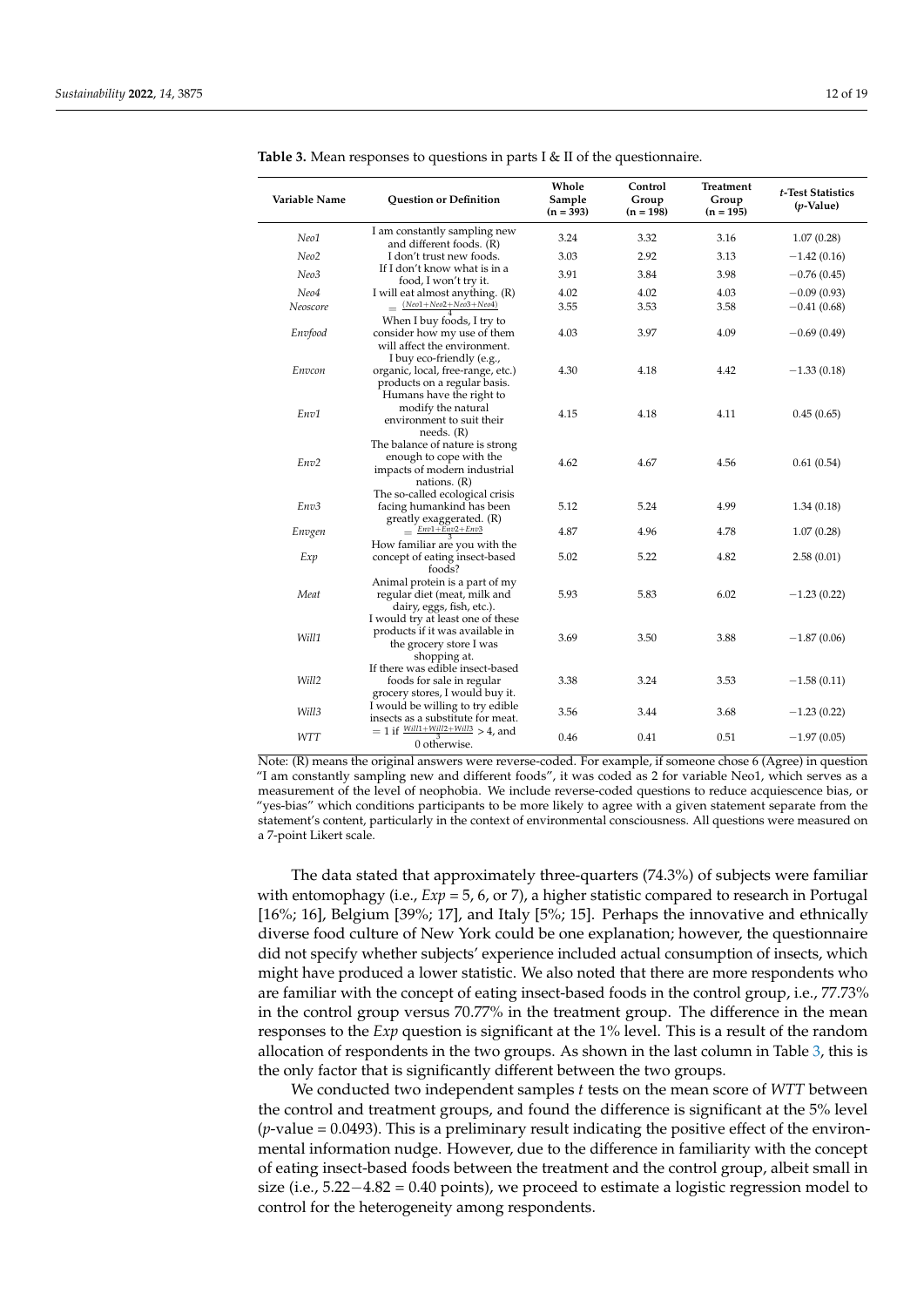**Table 3.** Mean responses to questions in parts I & II of the questionnaire.

| Variable Name | Question or Definition | Whole Sample (n = 393) | Control Group (n = 198) | Treatment Group (n = 195) | *t*-Test Statistics (*p*-Value) |
|---|---|---|---|---|---|
| *Neo1* | I am constantly sampling new and different foods. (R) | 3.24 | 3.32 | 3.16 | 1.07 (0.28) |
| *Neo2* | I don't trust new foods. | 3.03 | 2.92 | 3.13 | −1.42 (0.16) |
| *Neo3* | If I don't know what is in a food, I won't try it. | 3.91 | 3.84 | 3.98 | −0.76 (0.45) |
| *Neo4* | I will eat almost anything. (R) | 4.02 | 4.02 | 4.03 | −0.09 (0.93) |
| *Neoscore* | $= \frac{(Neo1+Neo2+Neo3+Neo4)}{4}$ | 3.55 | 3.53 | 3.58 | −0.41 (0.68) |
| *Envfood* | When I buy foods, I try to consider how my use of them will affect the environment. | 4.03 | 3.97 | 4.09 | −0.69 (0.49) |
| *Envcon* | I buy eco-friendly (e.g., organic, local, free-range, etc.) products on a regular basis. | 4.30 | 4.18 | 4.42 | −1.33 (0.18) |
| *Env1* | Humans have the right to modify the natural environment to suit their needs. (R) | 4.15 | 4.18 | 4.11 | 0.45 (0.65) |
| *Env2* | The balance of nature is strong enough to cope with the impacts of modern industrial nations. (R) | 4.62 | 4.67 | 4.56 | 0.61 (0.54) |
| *Env3* | The so-called ecological crisis facing humankind has been greatly exaggerated. (R) | 5.12 | 5.24 | 4.99 | 1.34 (0.18) |
| *Envgen* | $= \frac{Env1+Env2+Env3}{3}$ | 4.87 | 4.96 | 4.78 | 1.07 (0.28) |
| *Exp* | How familiar are you with the concept of eating insect-based foods? | 5.02 | 5.22 | 4.82 | 2.58 (0.01) |
| *Meat* | Animal protein is a part of my regular diet (meat, milk and dairy, eggs, fish, etc.). | 5.93 | 5.83 | 6.02 | −1.23 (0.22) |
| *Will1* | I would try at least one of these products if it was available in the grocery store I was shopping at. | 3.69 | 3.50 | 3.88 | −1.87 (0.06) |
| *Will2* | If there was edible insect-based foods for sale in regular grocery stores, I would buy it. | 3.38 | 3.24 | 3.53 | −1.58 (0.11) |
| *Will3* | I would be willing to try edible insects as a substitute for meat. | 3.56 | 3.44 | 3.68 | −1.23 (0.22) |
| *WTT* | $= 1$ if $\frac{Will1+Will2+Will3}{3} > 4$, and 0 otherwise. | 0.46 | 0.41 | 0.51 | −1.97 (0.05) |

Note: (R) means the original answers were reverse-coded. For example, if someone chose 6 (Agree) in question "I am constantly sampling new and different foods", it was coded as 2 for variable Neo1, which serves as a measurement of the level of neophobia. We include reverse-coded questions to reduce acquiescence bias, or "yes-bias" which conditions participants to be more likely to agree with a given statement separate from the statement's content, particularly in the context of environmental consciousness. All questions were measured on a 7-point Likert scale.

The data stated that approximately three-quarters (74.3%) of subjects were familiar with entomophagy (i.e., *Exp* = 5, 6, or 7), a higher statistic compared to research in Portugal [16%; 16], Belgium [39%; 17], and Italy [5%; 15]. Perhaps the innovative and ethnically diverse food culture of New York could be one explanation; however, the questionnaire did not specify whether subjects' experience included actual consumption of insects, which might have produced a lower statistic. We also noted that there are more respondents who are familiar with the concept of eating insect-based foods in the control group, i.e., 77.73% in the control group versus 70.77% in the treatment group. The difference in the mean responses to the *Exp* question is significant at the 1% level. This is a result of the random allocation of respondents in the two groups. As shown in the last column in Table 3, this is the only factor that is significantly different between the two groups.

We conducted two independent samples *t* tests on the mean score of *WTT* between the control and treatment groups, and found the difference is significant at the 5% level ($p$-value = 0.0493). This is a preliminary result indicating the positive effect of the environmental information nudge. However, due to the difference in familiarity with the concept of eating insect-based foods between the treatment and the control group, albeit small in size (i.e., 5.22−4.82 = 0.40 points), we proceed to estimate a logistic regression model to control for the heterogeneity among respondents.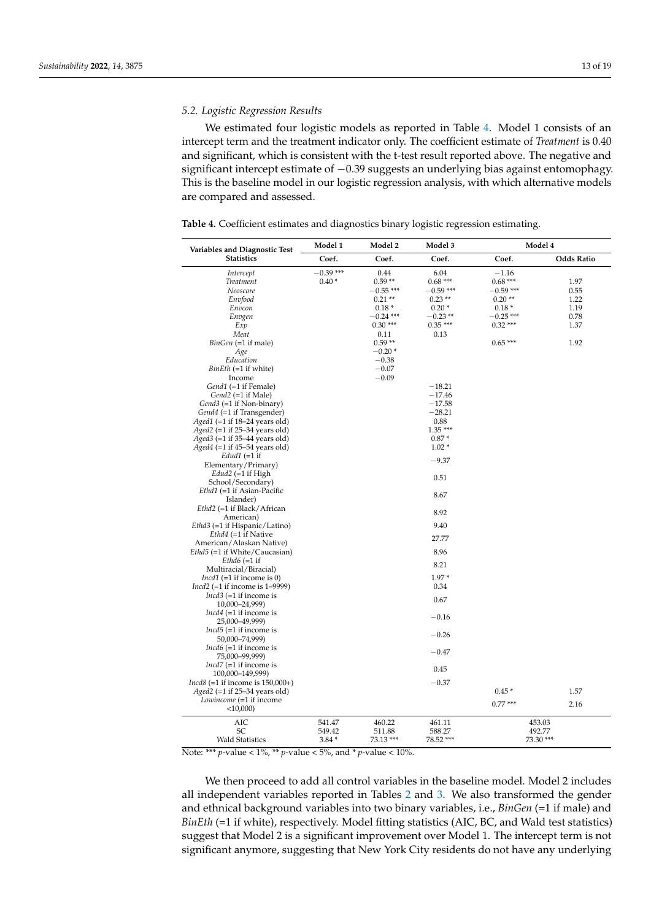### 5.2. Logistic Regression Results

We estimated four logistic models as reported in Table 4. Model 1 consists of an intercept term and the treatment indicator only. The coefficient estimate of *Treatment* is 0.40 and significant, which is consistent with the t-test result reported above. The negative and significant intercept estimate of −0.39 suggests an underlying bias against entomophagy. This is the baseline model in our logistic regression analysis, with which alternative models are compared and assessed.

**Table 4.** Coefficient estimates and diagnostics binary logistic regression estimating.

| Variables and Diagnostic Test Statistics | Model 1 | Model 2 | Model 3 | Model 4 | |
|---|---|---|---|---|---|
| | Coef. | Coef. | Coef. | Coef. | Odds Ratio |
| *Intercept* | −0.39 *** | 0.44 | 6.04 | −1.16 | |
| *Treatment* | 0.40 * | 0.59 ** | 0.68 *** | 0.68 *** | 1.97 |
| *Neoscore* | | −0.55 *** | −0.59 *** | −0.59 *** | 0.55 |
| *Envfood* | | 0.21 ** | 0.23 ** | 0.20 ** | 1.22 |
| *Envcon* | | 0.18 * | 0.20 * | 0.18 * | 1.19 |
| *Envgen* | | −0.24 *** | −0.23 ** | −0.25 *** | 0.78 |
| *Exp* | | 0.30 *** | 0.35 *** | 0.32 *** | 1.37 |
| *Meat* | | 0.11 | 0.13 | | |
| *BinGen* (=1 if male) | | 0.59 ** | | 0.65 *** | 1.92 |
| *Age* | | −0.20 * | | | |
| *Education* | | −0.38 | | | |
| *BinEth* (=1 if white) | | −0.07 | | | |
| Income | | −0.09 | | | |
| *Gend1* (=1 if Female) | | | −18.21 | | |
| *Gend2* (=1 if Male) | | | −17.46 | | |
| *Gend3* (=1 if Non-binary) | | | −17.58 | | |
| *Gend4* (=1 if Transgender) | | | −28.21 | | |
| *Aged1* (=1 if 18–24 years old) | | | 0.88 | | |
| *Aged2* (=1 if 25–34 years old) | | | 1.35 *** | | |
| *Aged3* (=1 if 35–44 years old) | | | 0.87 * | | |
| *Aged4* (=1 if 45–54 years old) | | | 1.02 * | | |
| *Edud1* (=1 if Elementary/Primary) | | | −9.37 | | |
| *Edud2* (=1 if High School/Secondary) | | | 0.51 | | |
| *Ethd1* (=1 if Asian-Pacific Islander) | | | 8.67 | | |
| *Ethd2* (=1 if Black/African American) | | | 8.92 | | |
| *Ethd3* (=1 if Hispanic/Latino) | | | 9.40 | | |
| *Ethd4* (=1 if Native American/Alaskan Native) | | | 27.77 | | |
| *Ethd5* (=1 if White/Caucasian) | | | 8.96 | | |
| *Ethd6* (=1 if Multiracial/Biracial) | | | 8.21 | | |
| *Incd1* (=1 if income is 0) | | | 1.97 * | | |
| *Incd2* (=1 if income is 1–9999) | | | 0.34 | | |
| *Incd3* (=1 if income is 10,000–24,999) | | | 0.67 | | |
| *Incd4* (=1 if income is 25,000–49,999) | | | −0.16 | | |
| *Incd5* (=1 if income is 50,000–74,999) | | | −0.26 | | |
| *Incd6* (=1 if income is 75,000–99,999) | | | −0.47 | | |
| *Incd7* (=1 if income is 100,000–149,999) | | | 0.45 | | |
| *Incd8* (=1 if income is 150,000+) | | | −0.37 | | |
| *Aged2* (=1 if 25–34 years old) | | | | 0.45 * | 1.57 |
| *Lowincome* (=1 if income <10,000) | | | | 0.77 *** | 2.16 |
| AIC | 541.47 | 460.22 | 461.11 | 453.03 | |
| SC | 549.42 | 511.88 | 588.27 | 492.77 | |
| Wald Statistics | 3.84 * | 73.13 *** | 78.52 *** | 73.30 *** | |

Note: *** *p*-value < 1%, ** *p*-value < 5%, and * *p*-value < 10%.

We then proceed to add all control variables in the baseline model. Model 2 includes all independent variables reported in Tables 2 and 3. We also transformed the gender and ethnical background variables into two binary variables, i.e., *BinGen* (=1 if male) and *BinEth* (=1 if white), respectively. Model fitting statistics (AIC, BC, and Wald test statistics) suggest that Model 2 is a significant improvement over Model 1. The intercept term is not significant anymore, suggesting that New York City residents do not have any underlying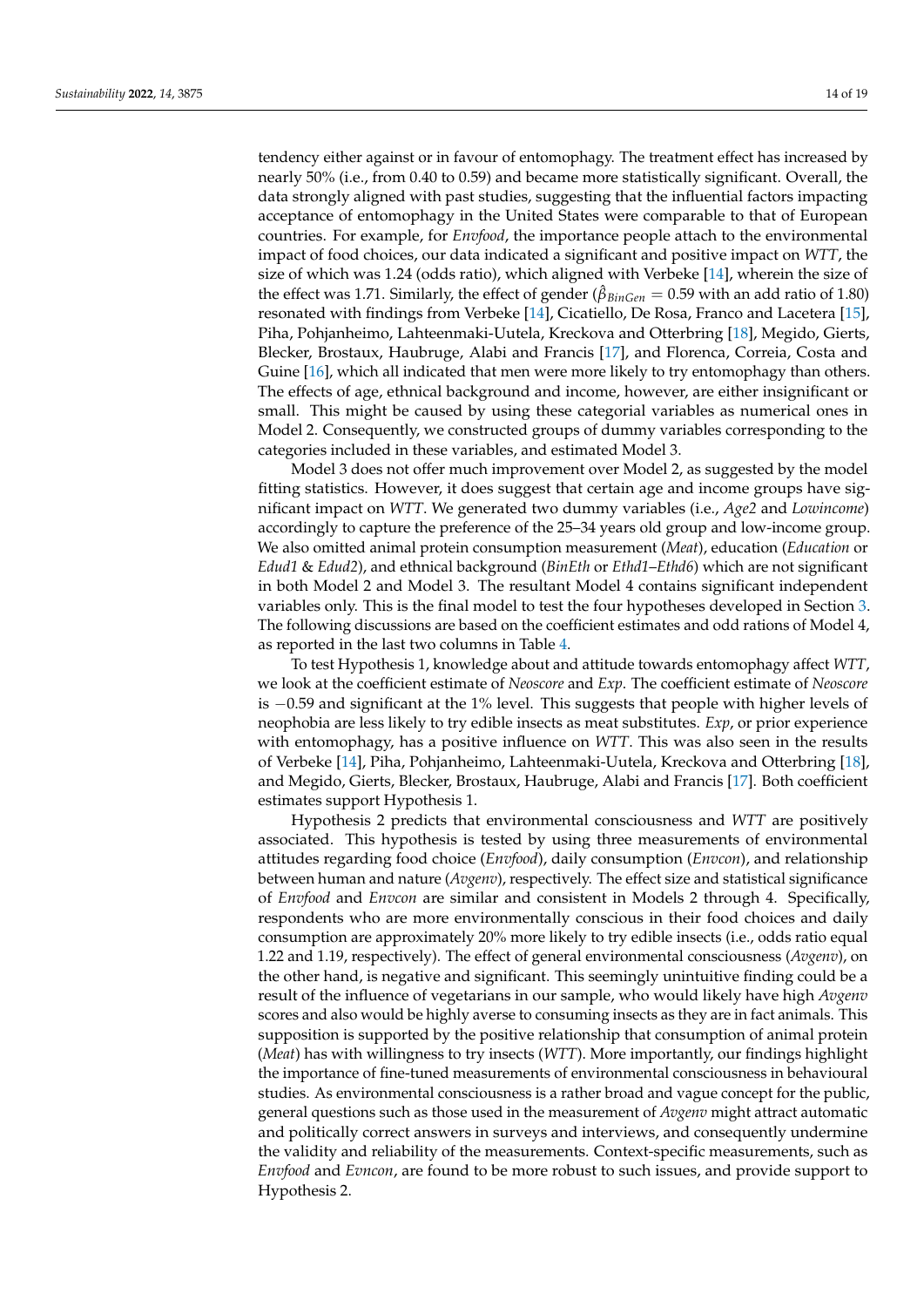tendency either against or in favour of entomophagy. The treatment effect has increased by nearly 50% (i.e., from 0.40 to 0.59) and became more statistically significant. Overall, the data strongly aligned with past studies, suggesting that the influential factors impacting acceptance of entomophagy in the United States were comparable to that of European countries. For example, for *Envfood*, the importance people attach to the environmental impact of food choices, our data indicated a significant and positive impact on *WTT*, the size of which was 1.24 (odds ratio), which aligned with Verbeke [14], wherein the size of the effect was 1.71. Similarly, the effect of gender ($\hat{\beta}_{BinGen} = 0.59$ with an add ratio of 1.80) resonated with findings from Verbeke [14], Cicatiello, De Rosa, Franco and Lacetera [15], Piha, Pohjanheimo, Lahteenmaki-Uutela, Kreckova and Otterbring [18], Megido, Gierts, Blecker, Brostaux, Haubruge, Alabi and Francis [17], and Florenca, Correia, Costa and Guine [16], which all indicated that men were more likely to try entomophagy than others. The effects of age, ethnical background and income, however, are either insignificant or small. This might be caused by using these categorial variables as numerical ones in Model 2. Consequently, we constructed groups of dummy variables corresponding to the categories included in these variables, and estimated Model 3.

Model 3 does not offer much improvement over Model 2, as suggested by the model fitting statistics. However, it does suggest that certain age and income groups have significant impact on *WTT*. We generated two dummy variables (i.e., *Age2* and *Lowincome*) accordingly to capture the preference of the 25–34 years old group and low-income group. We also omitted animal protein consumption measurement (*Meat*), education (*Education* or *Edud1* & *Edud2*), and ethnical background (*BinEth* or *Ethd1*–*Ethd6*) which are not significant in both Model 2 and Model 3. The resultant Model 4 contains significant independent variables only. This is the final model to test the four hypotheses developed in Section 3. The following discussions are based on the coefficient estimates and odd rations of Model 4, as reported in the last two columns in Table 4.

To test Hypothesis 1, knowledge about and attitude towards entomophagy affect *WTT*, we look at the coefficient estimate of *Neoscore* and *Exp*. The coefficient estimate of *Neoscore* is −0.59 and significant at the 1% level. This suggests that people with higher levels of neophobia are less likely to try edible insects as meat substitutes. *Exp*, or prior experience with entomophagy, has a positive influence on *WTT*. This was also seen in the results of Verbeke [14], Piha, Pohjanheimo, Lahteenmaki-Uutela, Kreckova and Otterbring [18], and Megido, Gierts, Blecker, Brostaux, Haubruge, Alabi and Francis [17]. Both coefficient estimates support Hypothesis 1.

Hypothesis 2 predicts that environmental consciousness and *WTT* are positively associated. This hypothesis is tested by using three measurements of environmental attitudes regarding food choice (*Envfood*), daily consumption (*Envcon*), and relationship between human and nature (*Avgenv*), respectively. The effect size and statistical significance of *Envfood* and *Envcon* are similar and consistent in Models 2 through 4. Specifically, respondents who are more environmentally conscious in their food choices and daily consumption are approximately 20% more likely to try edible insects (i.e., odds ratio equal 1.22 and 1.19, respectively). The effect of general environmental consciousness (*Avgenv*), on the other hand, is negative and significant. This seemingly unintuitive finding could be a result of the influence of vegetarians in our sample, who would likely have high *Avgenv* scores and also would be highly averse to consuming insects as they are in fact animals. This supposition is supported by the positive relationship that consumption of animal protein (*Meat*) has with willingness to try insects (*WTT*). More importantly, our findings highlight the importance of fine-tuned measurements of environmental consciousness in behavioural studies. As environmental consciousness is a rather broad and vague concept for the public, general questions such as those used in the measurement of *Avgenv* might attract automatic and politically correct answers in surveys and interviews, and consequently undermine the validity and reliability of the measurements. Context-specific measurements, such as *Envfood* and *Evncon*, are found to be more robust to such issues, and provide support to Hypothesis 2.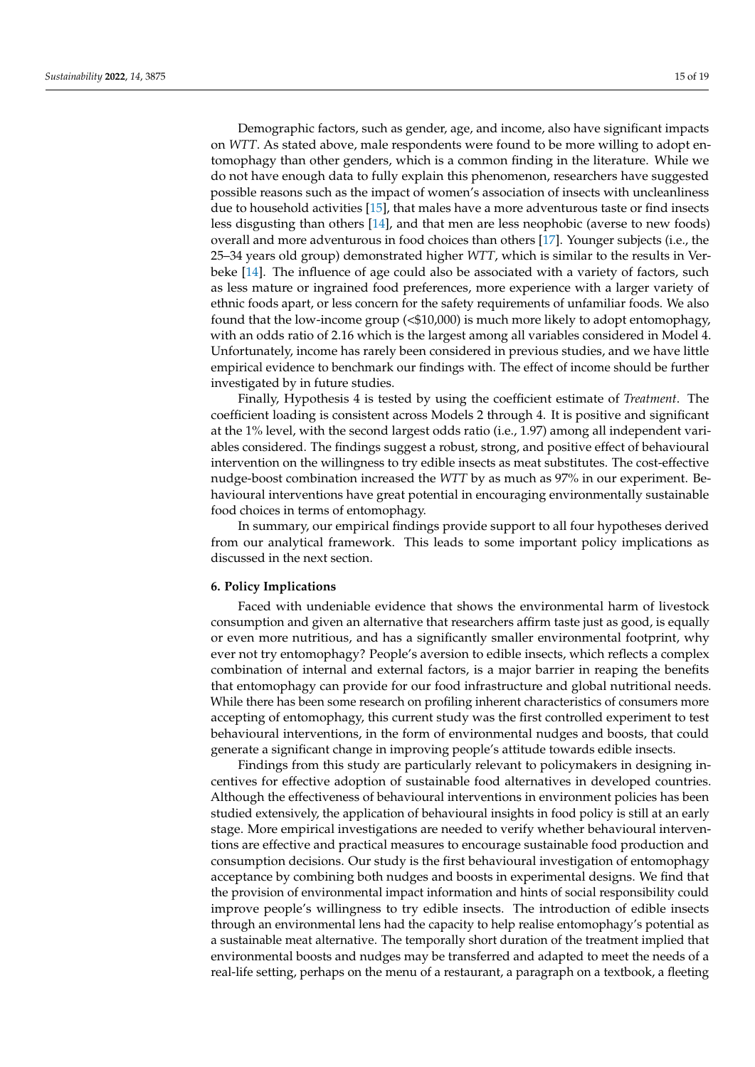Demographic factors, such as gender, age, and income, also have significant impacts on *WTT*. As stated above, male respondents were found to be more willing to adopt entomophagy than other genders, which is a common finding in the literature. While we do not have enough data to fully explain this phenomenon, researchers have suggested possible reasons such as the impact of women's association of insects with uncleanliness due to household activities [15], that males have a more adventurous taste or find insects less disgusting than others [14], and that men are less neophobic (averse to new foods) overall and more adventurous in food choices than others [17]. Younger subjects (i.e., the 25–34 years old group) demonstrated higher *WTT*, which is similar to the results in Verbeke [14]. The influence of age could also be associated with a variety of factors, such as less mature or ingrained food preferences, more experience with a larger variety of ethnic foods apart, or less concern for the safety requirements of unfamiliar foods. We also found that the low-income group (<$10,000) is much more likely to adopt entomophagy, with an odds ratio of 2.16 which is the largest among all variables considered in Model 4. Unfortunately, income has rarely been considered in previous studies, and we have little empirical evidence to benchmark our findings with. The effect of income should be further investigated by in future studies.

Finally, Hypothesis 4 is tested by using the coefficient estimate of *Treatment*. The coefficient loading is consistent across Models 2 through 4. It is positive and significant at the 1% level, with the second largest odds ratio (i.e., 1.97) among all independent variables considered. The findings suggest a robust, strong, and positive effect of behavioural intervention on the willingness to try edible insects as meat substitutes. The cost-effective nudge-boost combination increased the *WTT* by as much as 97% in our experiment. Behavioural interventions have great potential in encouraging environmentally sustainable food choices in terms of entomophagy.

In summary, our empirical findings provide support to all four hypotheses derived from our analytical framework. This leads to some important policy implications as discussed in the next section.

## 6. Policy Implications

Faced with undeniable evidence that shows the environmental harm of livestock consumption and given an alternative that researchers affirm taste just as good, is equally or even more nutritious, and has a significantly smaller environmental footprint, why ever not try entomophagy? People's aversion to edible insects, which reflects a complex combination of internal and external factors, is a major barrier in reaping the benefits that entomophagy can provide for our food infrastructure and global nutritional needs. While there has been some research on profiling inherent characteristics of consumers more accepting of entomophagy, this current study was the first controlled experiment to test behavioural interventions, in the form of environmental nudges and boosts, that could generate a significant change in improving people's attitude towards edible insects.

Findings from this study are particularly relevant to policymakers in designing incentives for effective adoption of sustainable food alternatives in developed countries. Although the effectiveness of behavioural interventions in environment policies has been studied extensively, the application of behavioural insights in food policy is still at an early stage. More empirical investigations are needed to verify whether behavioural interventions are effective and practical measures to encourage sustainable food production and consumption decisions. Our study is the first behavioural investigation of entomophagy acceptance by combining both nudges and boosts in experimental designs. We find that the provision of environmental impact information and hints of social responsibility could improve people's willingness to try edible insects. The introduction of edible insects through an environmental lens had the capacity to help realise entomophagy's potential as a sustainable meat alternative. The temporally short duration of the treatment implied that environmental boosts and nudges may be transferred and adapted to meet the needs of a real-life setting, perhaps on the menu of a restaurant, a paragraph on a textbook, a fleeting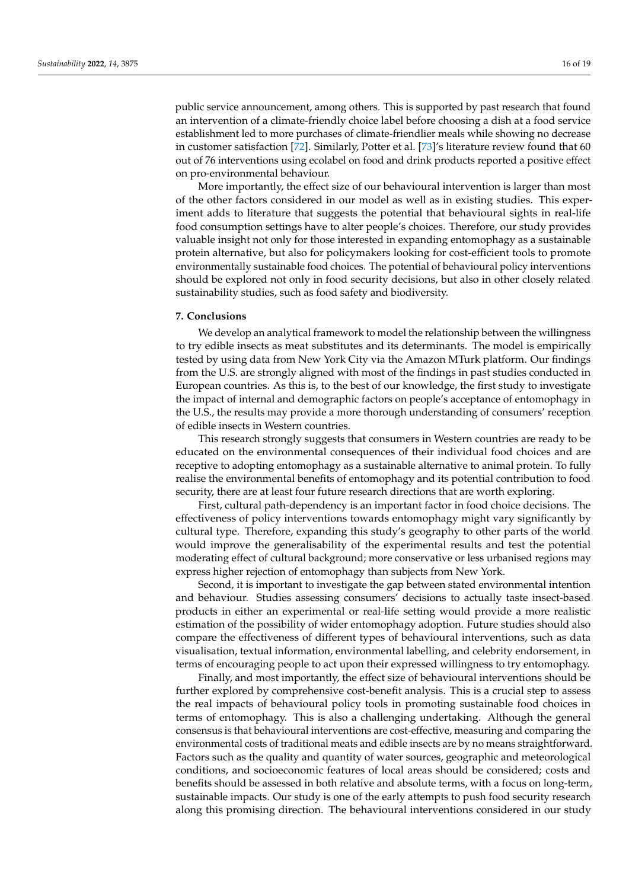public service announcement, among others. This is supported by past research that found an intervention of a climate-friendly choice label before choosing a dish at a food service establishment led to more purchases of climate-friendlier meals while showing no decrease in customer satisfaction [72]. Similarly, Potter et al. [73]'s literature review found that 60 out of 76 interventions using ecolabel on food and drink products reported a positive effect on pro-environmental behaviour.

More importantly, the effect size of our behavioural intervention is larger than most of the other factors considered in our model as well as in existing studies. This experiment adds to literature that suggests the potential that behavioural sights in real-life food consumption settings have to alter people's choices. Therefore, our study provides valuable insight not only for those interested in expanding entomophagy as a sustainable protein alternative, but also for policymakers looking for cost-efficient tools to promote environmentally sustainable food choices. The potential of behavioural policy interventions should be explored not only in food security decisions, but also in other closely related sustainability studies, such as food safety and biodiversity.

## 7. Conclusions

We develop an analytical framework to model the relationship between the willingness to try edible insects as meat substitutes and its determinants. The model is empirically tested by using data from New York City via the Amazon MTurk platform. Our findings from the U.S. are strongly aligned with most of the findings in past studies conducted in European countries. As this is, to the best of our knowledge, the first study to investigate the impact of internal and demographic factors on people's acceptance of entomophagy in the U.S., the results may provide a more thorough understanding of consumers' reception of edible insects in Western countries.

This research strongly suggests that consumers in Western countries are ready to be educated on the environmental consequences of their individual food choices and are receptive to adopting entomophagy as a sustainable alternative to animal protein. To fully realise the environmental benefits of entomophagy and its potential contribution to food security, there are at least four future research directions that are worth exploring.

First, cultural path-dependency is an important factor in food choice decisions. The effectiveness of policy interventions towards entomophagy might vary significantly by cultural type. Therefore, expanding this study's geography to other parts of the world would improve the generalisability of the experimental results and test the potential moderating effect of cultural background; more conservative or less urbanised regions may express higher rejection of entomophagy than subjects from New York.

Second, it is important to investigate the gap between stated environmental intention and behaviour. Studies assessing consumers' decisions to actually taste insect-based products in either an experimental or real-life setting would provide a more realistic estimation of the possibility of wider entomophagy adoption. Future studies should also compare the effectiveness of different types of behavioural interventions, such as data visualisation, textual information, environmental labelling, and celebrity endorsement, in terms of encouraging people to act upon their expressed willingness to try entomophagy.

Finally, and most importantly, the effect size of behavioural interventions should be further explored by comprehensive cost-benefit analysis. This is a crucial step to assess the real impacts of behavioural policy tools in promoting sustainable food choices in terms of entomophagy. This is also a challenging undertaking. Although the general consensus is that behavioural interventions are cost-effective, measuring and comparing the environmental costs of traditional meats and edible insects are by no means straightforward. Factors such as the quality and quantity of water sources, geographic and meteorological conditions, and socioeconomic features of local areas should be considered; costs and benefits should be assessed in both relative and absolute terms, with a focus on long-term, sustainable impacts. Our study is one of the early attempts to push food security research along this promising direction. The behavioural interventions considered in our study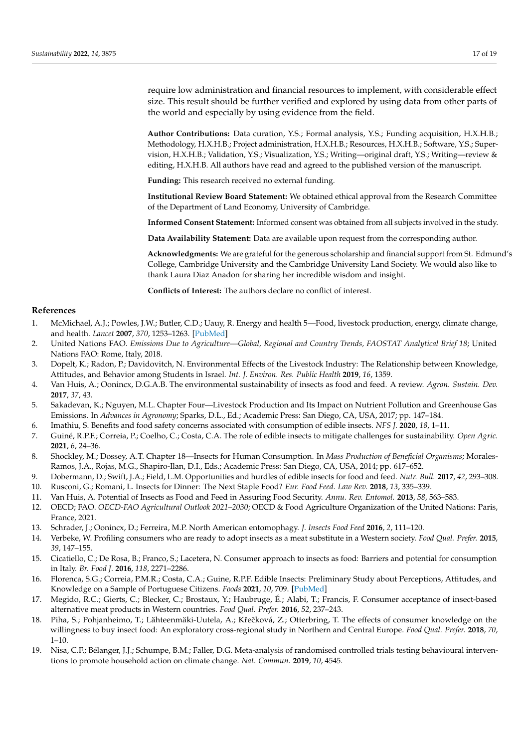require low administration and financial resources to implement, with considerable effect size. This result should be further verified and explored by using data from other parts of the world and especially by using evidence from the field.

**Author Contributions:** Data curation, Y.S.; Formal analysis, Y.S.; Funding acquisition, H.X.H.B.; Methodology, H.X.H.B.; Project administration, H.X.H.B.; Resources, H.X.H.B.; Software, Y.S.; Supervision, H.X.H.B.; Validation, Y.S.; Visualization, Y.S.; Writing—original draft, Y.S.; Writing—review & editing, H.X.H.B. All authors have read and agreed to the published version of the manuscript.

**Funding:** This research received no external funding.

**Institutional Review Board Statement:** We obtained ethical approval from the Research Committee of the Department of Land Economy, University of Cambridge.

**Informed Consent Statement:** Informed consent was obtained from all subjects involved in the study.

**Data Availability Statement:** Data are available upon request from the corresponding author.

**Acknowledgments:** We are grateful for the generous scholarship and financial support from St. Edmund's College, Cambridge University and the Cambridge University Land Society. We would also like to thank Laura Diaz Anadon for sharing her incredible wisdom and insight.

**Conflicts of Interest:** The authors declare no conflict of interest.

## References

1. McMichael, A.J.; Powles, J.W.; Butler, C.D.; Uauy, R. Energy and health 5—Food, livestock production, energy, climate change, and health. *Lancet* **2007**, *370*, 1253–1263. [PubMed]
2. United Nations FAO. *Emissions Due to Agriculture—Global, Regional and Country Trends, FAOSTAT Analytical Brief 18*; United Nations FAO: Rome, Italy, 2018.
3. Dopelt, K.; Radon, P.; Davidovitch, N. Environmental Effects of the Livestock Industry: The Relationship between Knowledge, Attitudes, and Behavior among Students in Israel. *Int. J. Environ. Res. Public Health* **2019**, *16*, 1359.
4. Van Huis, A.; Oonincx, D.G.A.B. The environmental sustainability of insects as food and feed. A review. *Agron. Sustain. Dev.* **2017**, *37*, 43.
5. Sakadevan, K.; Nguyen, M.L. Chapter Four—Livestock Production and Its Impact on Nutrient Pollution and Greenhouse Gas Emissions. In *Advances in Agronomy*; Sparks, D.L., Ed.; Academic Press: San Diego, CA, USA, 2017; pp. 147–184.
6. Imathiu, S. Benefits and food safety concerns associated with consumption of edible insects. *NFS J.* **2020**, *18*, 1–11.
7. Guiné, R.P.F.; Correia, P.; Coelho, C.; Costa, C.A. The role of edible insects to mitigate challenges for sustainability. *Open Agric.* **2021**, *6*, 24–36.
8. Shockley, M.; Dossey, A.T. Chapter 18—Insects for Human Consumption. In *Mass Production of Beneficial Organisms*; Morales-Ramos, J.A., Rojas, M.G., Shapiro-Ilan, D.I., Eds.; Academic Press: San Diego, CA, USA, 2014; pp. 617–652.
9. Dobermann, D.; Swift, J.A.; Field, L.M. Opportunities and hurdles of edible insects for food and feed. *Nutr. Bull.* **2017**, *42*, 293–308.
10. Rusconi, G.; Romani, L. Insects for Dinner: The Next Staple Food? *Eur. Food Feed. Law Rev.* **2018**, *13*, 335–339.
11. Van Huis, A. Potential of Insects as Food and Feed in Assuring Food Security. *Annu. Rev. Entomol.* **2013**, *58*, 563–583.
12. OECD; FAO. *OECD-FAO Agricultural Outlook 2021–2030*; OECD & Food Agriculture Organization of the United Nations: Paris, France, 2021.
13. Schrader, J.; Oonincx, D.; Ferreira, M.P. North American entomophagy. *J. Insects Food Feed* **2016**, *2*, 111–120.
14. Verbeke, W. Profiling consumers who are ready to adopt insects as a meat substitute in a Western society. *Food Qual. Prefer.* **2015**, *39*, 147–155.
15. Cicatiello, C.; De Rosa, B.; Franco, S.; Lacetera, N. Consumer approach to insects as food: Barriers and potential for consumption in Italy. *Br. Food J.* **2016**, *118*, 2271–2286.
16. Florenca, S.G.; Correia, P.M.R.; Costa, C.A.; Guine, R.P.F. Edible Insects: Preliminary Study about Perceptions, Attitudes, and Knowledge on a Sample of Portuguese Citizens. *Foods* **2021**, *10*, 709. [PubMed]
17. Megido, R.C.; Gierts, C.; Blecker, C.; Brostaux, Y.; Haubruge, É.; Alabi, T.; Francis, F. Consumer acceptance of insect-based alternative meat products in Western countries. *Food Qual. Prefer.* **2016**, *52*, 237–243.
18. Piha, S.; Pohjanheimo, T.; Lähteenmäki-Uutela, A.; Křečková, Z.; Otterbring, T. The effects of consumer knowledge on the willingness to buy insect food: An exploratory cross-regional study in Northern and Central Europe. *Food Qual. Prefer.* **2018**, *70*, 1–10.
19. Nisa, C.F.; Bélanger, J.J.; Schumpe, B.M.; Faller, D.G. Meta-analysis of randomised controlled trials testing behavioural interventions to promote household action on climate change. *Nat. Commun.* **2019**, *10*, 4545.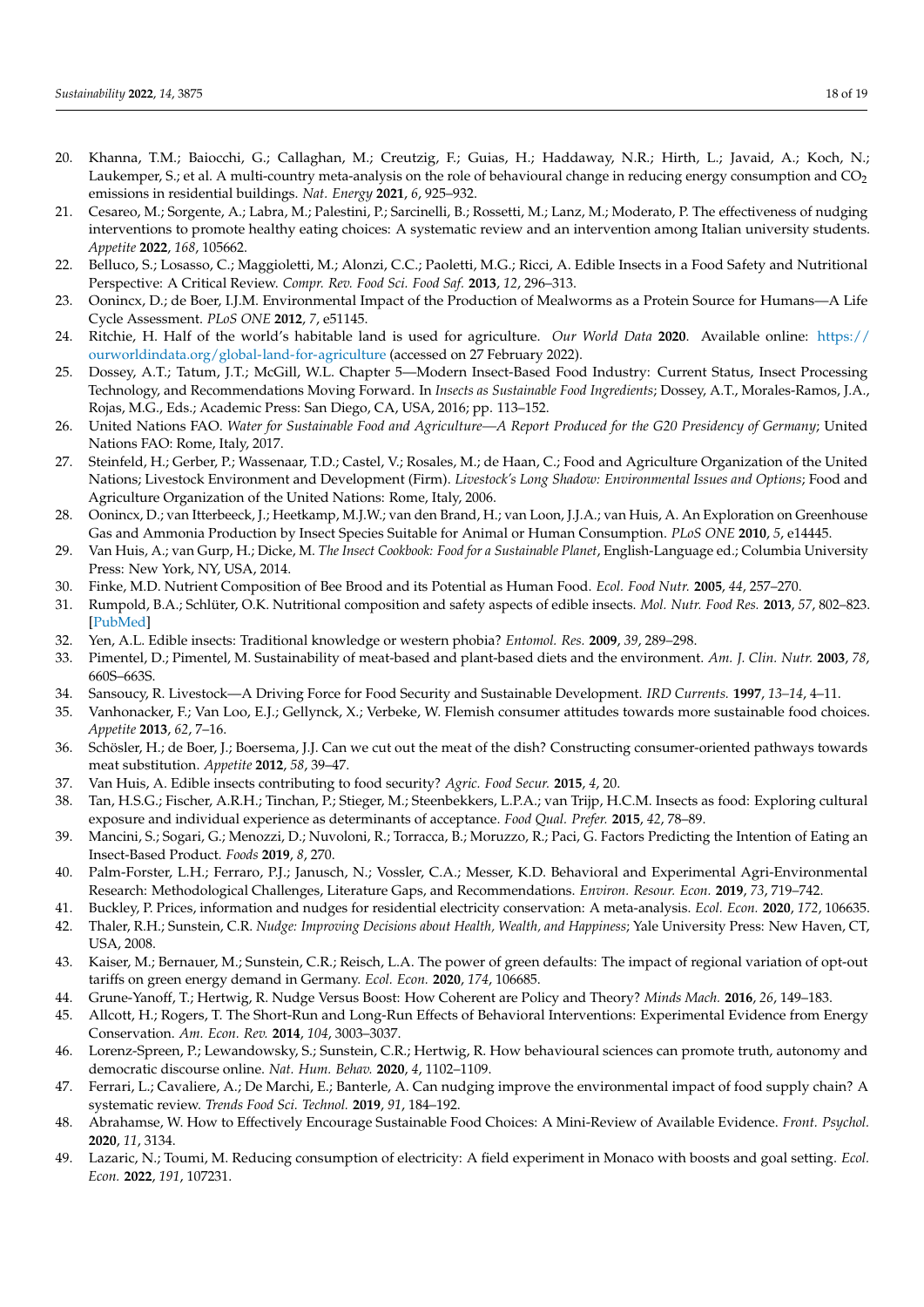20. Khanna, T.M.; Baiocchi, G.; Callaghan, M.; Creutzig, F.; Guias, H.; Haddaway, N.R.; Hirth, L.; Javaid, A.; Koch, N.; Laukemper, S.; et al. A multi-country meta-analysis on the role of behavioural change in reducing energy consumption and $CO_2$ emissions in residential buildings. *Nat. Energy* **2021**, *6*, 925–932.
21. Cesareo, M.; Sorgente, A.; Labra, M.; Palestini, P.; Sarcinelli, B.; Rossetti, M.; Lanz, M.; Moderato, P. The effectiveness of nudging interventions to promote healthy eating choices: A systematic review and an intervention among Italian university students. *Appetite* **2022**, *168*, 105662.
22. Belluco, S.; Losasso, C.; Maggioletti, M.; Alonzi, C.C.; Paoletti, M.G.; Ricci, A. Edible Insects in a Food Safety and Nutritional Perspective: A Critical Review. *Compr. Rev. Food Sci. Food Saf.* **2013**, *12*, 296–313.
23. Oonincx, D.; de Boer, I.J.M. Environmental Impact of the Production of Mealworms as a Protein Source for Humans—A Life Cycle Assessment. *PLoS ONE* **2012**, *7*, e51145.
24. Ritchie, H. Half of the world's habitable land is used for agriculture. *Our World Data* **2020**. Available online: https://ourworldindata.org/global-land-for-agriculture (accessed on 27 February 2022).
25. Dossey, A.T.; Tatum, J.T.; McGill, W.L. Chapter 5—Modern Insect-Based Food Industry: Current Status, Insect Processing Technology, and Recommendations Moving Forward. In *Insects as Sustainable Food Ingredients*; Dossey, A.T., Morales-Ramos, J.A., Rojas, M.G., Eds.; Academic Press: San Diego, CA, USA, 2016; pp. 113–152.
26. United Nations FAO. *Water for Sustainable Food and Agriculture—A Report Produced for the G20 Presidency of Germany*; United Nations FAO: Rome, Italy, 2017.
27. Steinfeld, H.; Gerber, P.; Wassenaar, T.D.; Castel, V.; Rosales, M.; de Haan, C.; Food and Agriculture Organization of the United Nations; Livestock Environment and Development (Firm). *Livestock's Long Shadow: Environmental Issues and Options*; Food and Agriculture Organization of the United Nations: Rome, Italy, 2006.
28. Oonincx, D.; van Itterbeeck, J.; Heetkamp, M.J.W.; van den Brand, H.; van Loon, J.J.A.; van Huis, A. An Exploration on Greenhouse Gas and Ammonia Production by Insect Species Suitable for Animal or Human Consumption. *PLoS ONE* **2010**, *5*, e14445.
29. Van Huis, A.; van Gurp, H.; Dicke, M. *The Insect Cookbook: Food for a Sustainable Planet*, English-Language ed.; Columbia University Press: New York, NY, USA, 2014.
30. Finke, M.D. Nutrient Composition of Bee Brood and its Potential as Human Food. *Ecol. Food Nutr.* **2005**, *44*, 257–270.
31. Rumpold, B.A.; Schlüter, O.K. Nutritional composition and safety aspects of edible insects. *Mol. Nutr. Food Res.* **2013**, *57*, 802–823. [PubMed]
32. Yen, A.L. Edible insects: Traditional knowledge or western phobia? *Entomol. Res.* **2009**, *39*, 289–298.
33. Pimentel, D.; Pimentel, M. Sustainability of meat-based and plant-based diets and the environment. *Am. J. Clin. Nutr.* **2003**, *78*, 660S–663S.
34. Sansoucy, R. Livestock—A Driving Force for Food Security and Sustainable Development. *IRD Currents.* **1997**, *13–14*, 4–11.
35. Vanhonacker, F.; Van Loo, E.J.; Gellynck, X.; Verbeke, W. Flemish consumer attitudes towards more sustainable food choices. *Appetite* **2013**, *62*, 7–16.
36. Schösler, H.; de Boer, J.; Boersema, J.J. Can we cut out the meat of the dish? Constructing consumer-oriented pathways towards meat substitution. *Appetite* **2012**, *58*, 39–47.
37. Van Huis, A. Edible insects contributing to food security? *Agric. Food Secur.* **2015**, *4*, 20.
38. Tan, H.S.G.; Fischer, A.R.H.; Tinchan, P.; Stieger, M.; Steenbekkers, L.P.A.; van Trijp, H.C.M. Insects as food: Exploring cultural exposure and individual experience as determinants of acceptance. *Food Qual. Prefer.* **2015**, *42*, 78–89.
39. Mancini, S.; Sogari, G.; Menozzi, D.; Nuvoloni, R.; Torracca, B.; Moruzzo, R.; Paci, G. Factors Predicting the Intention of Eating an Insect-Based Product. *Foods* **2019**, *8*, 270.
40. Palm-Forster, L.H.; Ferraro, P.J.; Janusch, N.; Vossler, C.A.; Messer, K.D. Behavioral and Experimental Agri-Environmental Research: Methodological Challenges, Literature Gaps, and Recommendations. *Environ. Resour. Econ.* **2019**, *73*, 719–742.
41. Buckley, P. Prices, information and nudges for residential electricity conservation: A meta-analysis. *Ecol. Econ.* **2020**, *172*, 106635.
42. Thaler, R.H.; Sunstein, C.R. *Nudge: Improving Decisions about Health, Wealth, and Happiness*; Yale University Press: New Haven, CT, USA, 2008.
43. Kaiser, M.; Bernauer, M.; Sunstein, C.R.; Reisch, L.A. The power of green defaults: The impact of regional variation of opt-out tariffs on green energy demand in Germany. *Ecol. Econ.* **2020**, *174*, 106685.
44. Grune-Yanoff, T.; Hertwig, R. Nudge Versus Boost: How Coherent are Policy and Theory? *Minds Mach.* **2016**, *26*, 149–183.
45. Allcott, H.; Rogers, T. The Short-Run and Long-Run Effects of Behavioral Interventions: Experimental Evidence from Energy Conservation. *Am. Econ. Rev.* **2014**, *104*, 3003–3037.
46. Lorenz-Spreen, P.; Lewandowsky, S.; Sunstein, C.R.; Hertwig, R. How behavioural sciences can promote truth, autonomy and democratic discourse online. *Nat. Hum. Behav.* **2020**, *4*, 1102–1109.
47. Ferrari, L.; Cavaliere, A.; De Marchi, E.; Banterle, A. Can nudging improve the environmental impact of food supply chain? A systematic review. *Trends Food Sci. Technol.* **2019**, *91*, 184–192.
48. Abrahamse, W. How to Effectively Encourage Sustainable Food Choices: A Mini-Review of Available Evidence. *Front. Psychol.* **2020**, *11*, 3134.
49. Lazaric, N.; Toumi, M. Reducing consumption of electricity: A field experiment in Monaco with boosts and goal setting. *Ecol. Econ.* **2022**, *191*, 107231.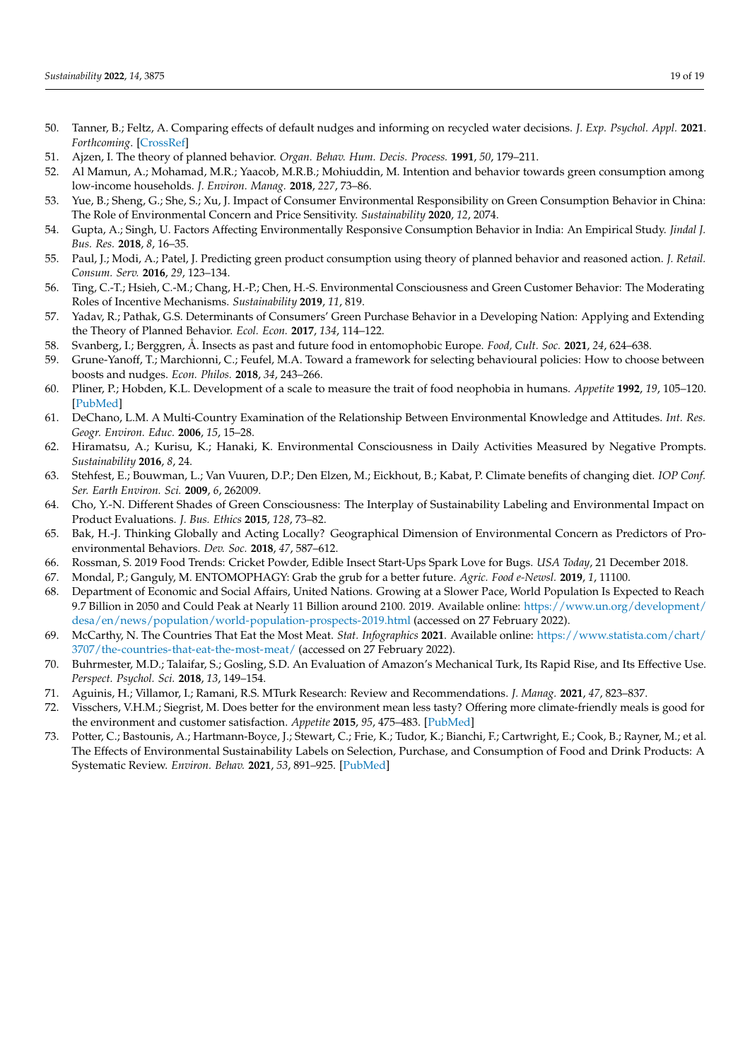50. Tanner, B.; Feltz, A. Comparing effects of default nudges and informing on recycled water decisions. *J. Exp. Psychol. Appl.* **2021**. *Forthcoming*. [CrossRef]
51. Ajzen, I. The theory of planned behavior. *Organ. Behav. Hum. Decis. Process.* **1991**, *50*, 179–211.
52. Al Mamun, A.; Mohamad, M.R.; Yaacob, M.R.B.; Mohiuddin, M. Intention and behavior towards green consumption among low-income households. *J. Environ. Manag.* **2018**, *227*, 73–86.
53. Yue, B.; Sheng, G.; She, S.; Xu, J. Impact of Consumer Environmental Responsibility on Green Consumption Behavior in China: The Role of Environmental Concern and Price Sensitivity. *Sustainability* **2020**, *12*, 2074.
54. Gupta, A.; Singh, U. Factors Affecting Environmentally Responsive Consumption Behavior in India: An Empirical Study. *Jindal J. Bus. Res.* **2018**, *8*, 16–35.
55. Paul, J.; Modi, A.; Patel, J. Predicting green product consumption using theory of planned behavior and reasoned action. *J. Retail. Consum. Serv.* **2016**, *29*, 123–134.
56. Ting, C.-T.; Hsieh, C.-M.; Chang, H.-P.; Chen, H.-S. Environmental Consciousness and Green Customer Behavior: The Moderating Roles of Incentive Mechanisms. *Sustainability* **2019**, *11*, 819.
57. Yadav, R.; Pathak, G.S. Determinants of Consumers' Green Purchase Behavior in a Developing Nation: Applying and Extending the Theory of Planned Behavior. *Ecol. Econ.* **2017**, *134*, 114–122.
58. Svanberg, I.; Berggren, Å. Insects as past and future food in entomophobic Europe. *Food, Cult. Soc.* **2021**, *24*, 624–638.
59. Grune-Yanoff, T.; Marchionni, C.; Feufel, M.A. Toward a framework for selecting behavioural policies: How to choose between boosts and nudges. *Econ. Philos.* **2018**, *34*, 243–266.
60. Pliner, P.; Hobden, K.L. Development of a scale to measure the trait of food neophobia in humans. *Appetite* **1992**, *19*, 105–120. [PubMed]
61. DeChano, L.M. A Multi-Country Examination of the Relationship Between Environmental Knowledge and Attitudes. *Int. Res. Geogr. Environ. Educ.* **2006**, *15*, 15–28.
62. Hiramatsu, A.; Kurisu, K.; Hanaki, K. Environmental Consciousness in Daily Activities Measured by Negative Prompts. *Sustainability* **2016**, *8*, 24.
63. Stehfest, E.; Bouwman, L.; Van Vuuren, D.P.; Den Elzen, M.; Eickhout, B.; Kabat, P. Climate benefits of changing diet. *IOP Conf. Ser. Earth Environ. Sci.* **2009**, *6*, 262009.
64. Cho, Y.-N. Different Shades of Green Consciousness: The Interplay of Sustainability Labeling and Environmental Impact on Product Evaluations. *J. Bus. Ethics* **2015**, *128*, 73–82.
65. Bak, H.-J. Thinking Globally and Acting Locally? Geographical Dimension of Environmental Concern as Predictors of Pro-environmental Behaviors. *Dev. Soc.* **2018**, *47*, 587–612.
66. Rossman, S. 2019 Food Trends: Cricket Powder, Edible Insect Start-Ups Spark Love for Bugs. *USA Today*, 21 December 2018.
67. Mondal, P.; Ganguly, M. ENTOMOPHAGY: Grab the grub for a better future. *Agric. Food e-Newsl.* **2019**, *1*, 11100.
68. Department of Economic and Social Affairs, United Nations. Growing at a Slower Pace, World Population Is Expected to Reach 9.7 Billion in 2050 and Could Peak at Nearly 11 Billion around 2100. 2019. Available online: https://www.un.org/development/desa/en/news/population/world-population-prospects-2019.html (accessed on 27 February 2022).
69. McCarthy, N. The Countries That Eat the Most Meat. *Stat. Infographics* **2021**. Available online: https://www.statista.com/chart/3707/the-countries-that-eat-the-most-meat/ (accessed on 27 February 2022).
70. Buhrmester, M.D.; Talaifar, S.; Gosling, S.D. An Evaluation of Amazon's Mechanical Turk, Its Rapid Rise, and Its Effective Use. *Perspect. Psychol. Sci.* **2018**, *13*, 149–154.
71. Aguinis, H.; Villamor, I.; Ramani, R.S. MTurk Research: Review and Recommendations. *J. Manag.* **2021**, *47*, 823–837.
72. Visschers, V.H.M.; Siegrist, M. Does better for the environment mean less tasty? Offering more climate-friendly meals is good for the environment and customer satisfaction. *Appetite* **2015**, *95*, 475–483. [PubMed]
73. Potter, C.; Bastounis, A.; Hartmann-Boyce, J.; Stewart, C.; Frie, K.; Tudor, K.; Bianchi, F.; Cartwright, E.; Cook, B.; Rayner, M.; et al. The Effects of Environmental Sustainability Labels on Selection, Purchase, and Consumption of Food and Drink Products: A Systematic Review. *Environ. Behav.* **2021**, *53*, 891–925. [PubMed]